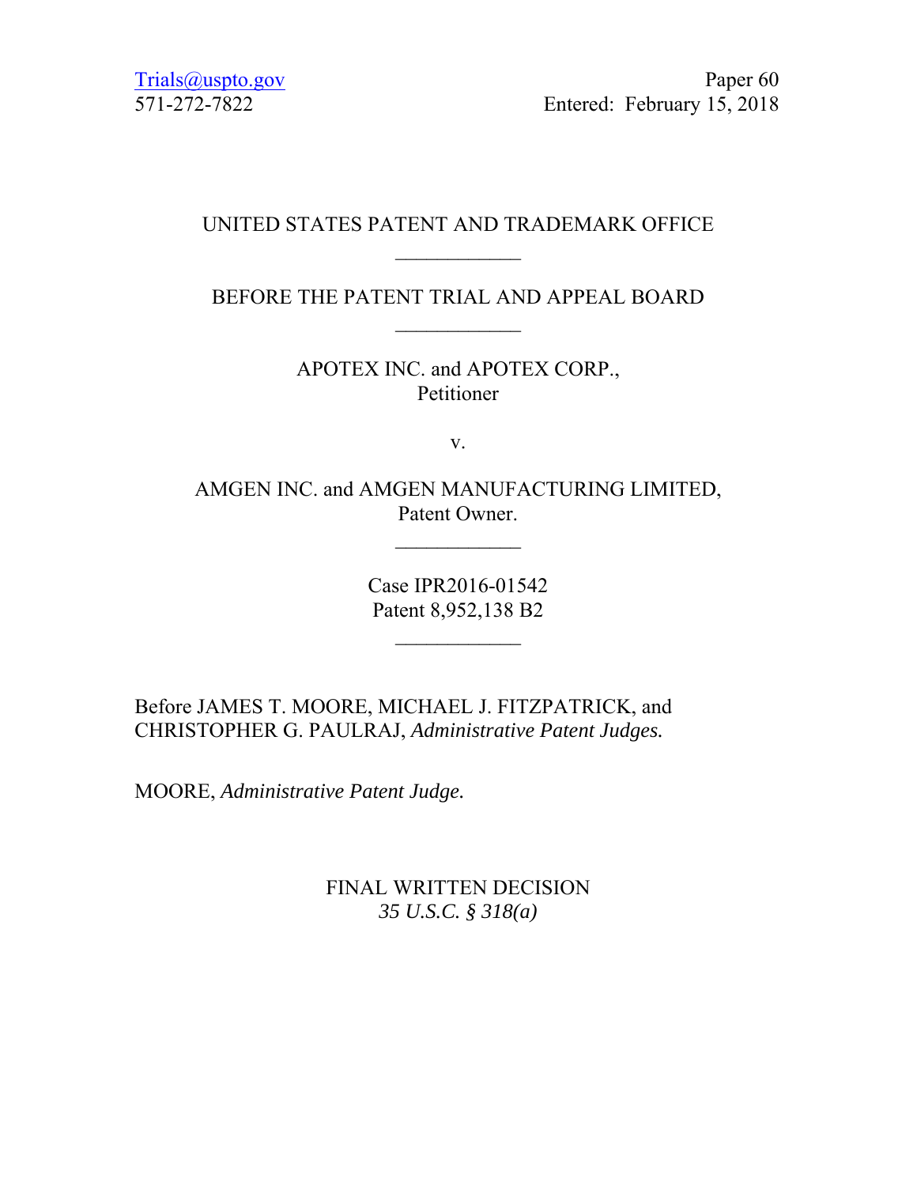Trials@uspto.gov
571-272-7822

Paper 60
Entered: February 15, 2018

UNITED STATES PATENT AND TRADEMARK OFFICE

____________

BEFORE THE PATENT TRIAL AND APPEAL BOARD

____________

APOTEX INC. and APOTEX CORP.,
Petitioner

v.

AMGEN INC. and AMGEN MANUFACTURING LIMITED,
Patent Owner.

____________

Case IPR2016-01542
Patent 8,952,138 B2

____________

Before JAMES T. MOORE, MICHAEL J. FITZPATRICK, and CHRISTOPHER G. PAULRAJ, *Administrative Patent Judges.*

MOORE, *Administrative Patent Judge.*

FINAL WRITTEN DECISION
*35 U.S.C. § 318(a)*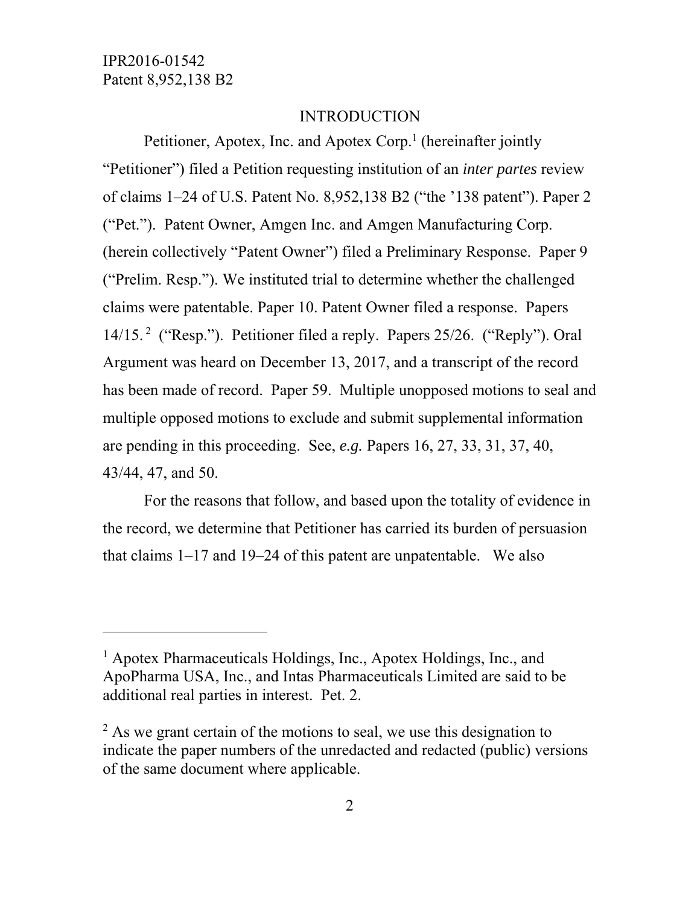## INTRODUCTION

Petitioner, Apotex, Inc. and Apotex Corp.[1] (hereinafter jointly "Petitioner") filed a Petition requesting institution of an *inter partes* review of claims 1–24 of U.S. Patent No. 8,952,138 B2 ("the '138 patent"). Paper 2 ("Pet."). Patent Owner, Amgen Inc. and Amgen Manufacturing Corp. (herein collectively "Patent Owner") filed a Preliminary Response. Paper 9 ("Prelim. Resp."). We instituted trial to determine whether the challenged claims were patentable. Paper 10. Patent Owner filed a response. Papers 14/15.[2] ("Resp."). Petitioner filed a reply. Papers 25/26. ("Reply"). Oral Argument was heard on December 13, 2017, and a transcript of the record has been made of record. Paper 59. Multiple unopposed motions to seal and multiple opposed motions to exclude and submit supplemental information are pending in this proceeding. See, *e.g.* Papers 16, 27, 33, 31, 37, 40, 43/44, 47, and 50.

For the reasons that follow, and based upon the totality of evidence in the record, we determine that Petitioner has carried its burden of persuasion that claims 1–17 and 19–24 of this patent are unpatentable. We also

[1] Apotex Pharmaceuticals Holdings, Inc., Apotex Holdings, Inc., and ApoPharma USA, Inc., and Intas Pharmaceuticals Limited are said to be additional real parties in interest. Pet. 2.

[2] As we grant certain of the motions to seal, we use this designation to indicate the paper numbers of the unredacted and redacted (public) versions of the same document where applicable.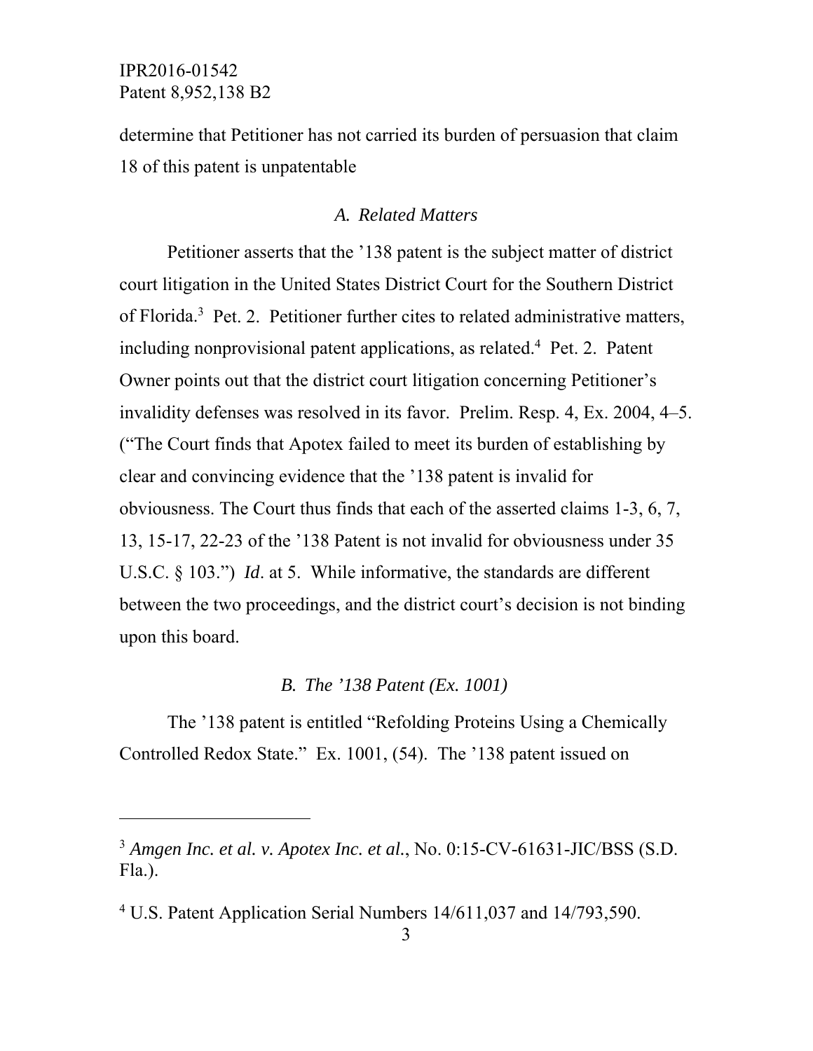determine that Petitioner has not carried its burden of persuasion that claim 18 of this patent is unpatentable

### *A. Related Matters*

Petitioner asserts that the ’138 patent is the subject matter of district court litigation in the United States District Court for the Southern District of Florida.[3] Pet. 2. Petitioner further cites to related administrative matters, including nonprovisional patent applications, as related.[4] Pet. 2. Patent Owner points out that the district court litigation concerning Petitioner’s invalidity defenses was resolved in its favor. Prelim. Resp. 4, Ex. 2004, 4–5. (“The Court finds that Apotex failed to meet its burden of establishing by clear and convincing evidence that the ’138 patent is invalid for obviousness. The Court thus finds that each of the asserted claims 1-3, 6, 7, 13, 15-17, 22-23 of the ’138 Patent is not invalid for obviousness under 35 U.S.C. § 103.”) *Id*. at 5. While informative, the standards are different between the two proceedings, and the district court’s decision is not binding upon this board.

### *B. The ’138 Patent (Ex. 1001)*

The ’138 patent is entitled “Refolding Proteins Using a Chemically Controlled Redox State.” Ex. 1001, (54). The ’138 patent issued on

---

[3] *Amgen Inc. et al. v. Apotex Inc. et al.*, No. 0:15-CV-61631-JIC/BSS (S.D. Fla.).

[4] U.S. Patent Application Serial Numbers 14/611,037 and 14/793,590.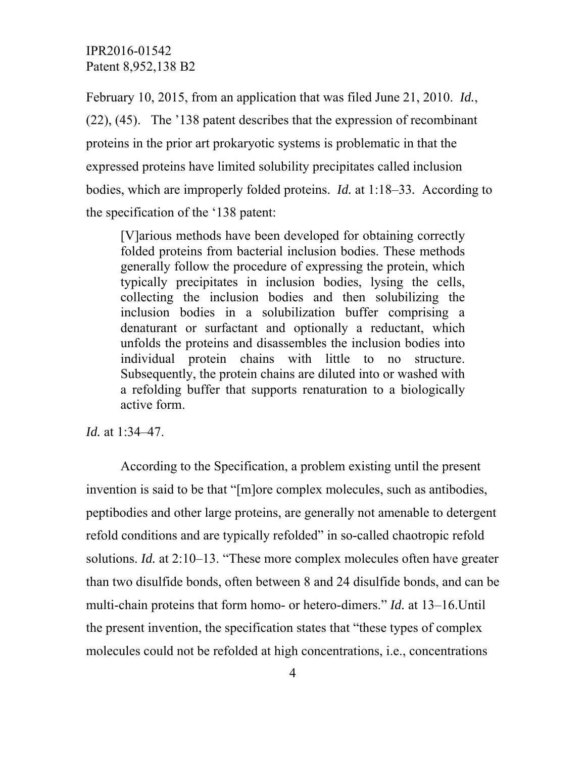February 10, 2015, from an application that was filed June 21, 2010. *Id.*, (22), (45). The '138 patent describes that the expression of recombinant proteins in the prior art prokaryotic systems is problematic in that the expressed proteins have limited solubility precipitates called inclusion bodies, which are improperly folded proteins. *Id.* at 1:18–33. According to the specification of the '138 patent:

> [V]arious methods have been developed for obtaining correctly folded proteins from bacterial inclusion bodies. These methods generally follow the procedure of expressing the protein, which typically precipitates in inclusion bodies, lysing the cells, collecting the inclusion bodies and then solubilizing the inclusion bodies in a solubilization buffer comprising a denaturant or surfactant and optionally a reductant, which unfolds the proteins and disassembles the inclusion bodies into individual protein chains with little to no structure. Subsequently, the protein chains are diluted into or washed with a refolding buffer that supports renaturation to a biologically active form.

*Id.* at 1:34–47.

According to the Specification, a problem existing until the present invention is said to be that "[m]ore complex molecules, such as antibodies, peptibodies and other large proteins, are generally not amenable to detergent refold conditions and are typically refolded" in so-called chaotropic refold solutions. *Id.* at 2:10–13. "These more complex molecules often have greater than two disulfide bonds, often between 8 and 24 disulfide bonds, and can be multi-chain proteins that form homo- or hetero-dimers." *Id.* at 13–16.Until the present invention, the specification states that "these types of complex molecules could not be refolded at high concentrations, i.e., concentrations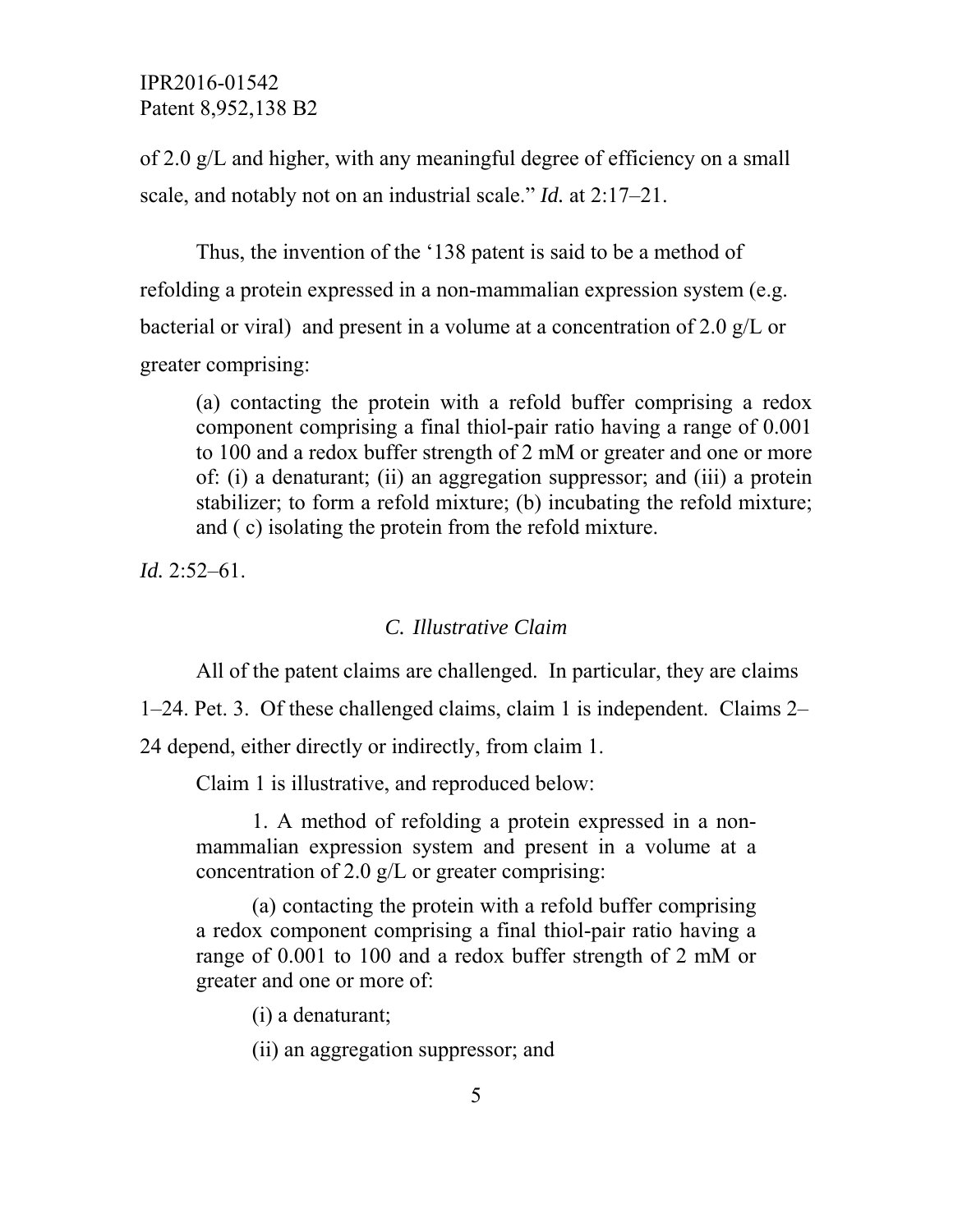of 2.0 g/L and higher, with any meaningful degree of efficiency on a small scale, and notably not on an industrial scale." *Id.* at 2:17–21.

Thus, the invention of the '138 patent is said to be a method of refolding a protein expressed in a non-mammalian expression system (e.g. bacterial or viral) and present in a volume at a concentration of 2.0 g/L or greater comprising:

> (a) contacting the protein with a refold buffer comprising a redox component comprising a final thiol-pair ratio having a range of 0.001 to 100 and a redox buffer strength of 2 mM or greater and one or more of: (i) a denaturant; (ii) an aggregation suppressor; and (iii) a protein stabilizer; to form a refold mixture; (b) incubating the refold mixture; and ( c) isolating the protein from the refold mixture.

*Id.* 2:52–61.

### *C. Illustrative Claim*

All of the patent claims are challenged. In particular, they are claims 1–24. Pet. 3. Of these challenged claims, claim 1 is independent. Claims 2–24 depend, either directly or indirectly, from claim 1.

Claim 1 is illustrative, and reproduced below:

> 1. A method of refolding a protein expressed in a non-mammalian expression system and present in a volume at a concentration of 2.0 g/L or greater comprising:
>
> (a) contacting the protein with a refold buffer comprising a redox component comprising a final thiol-pair ratio having a range of 0.001 to 100 and a redox buffer strength of 2 mM or greater and one or more of:
>
> (i) a denaturant;
>
> (ii) an aggregation suppressor; and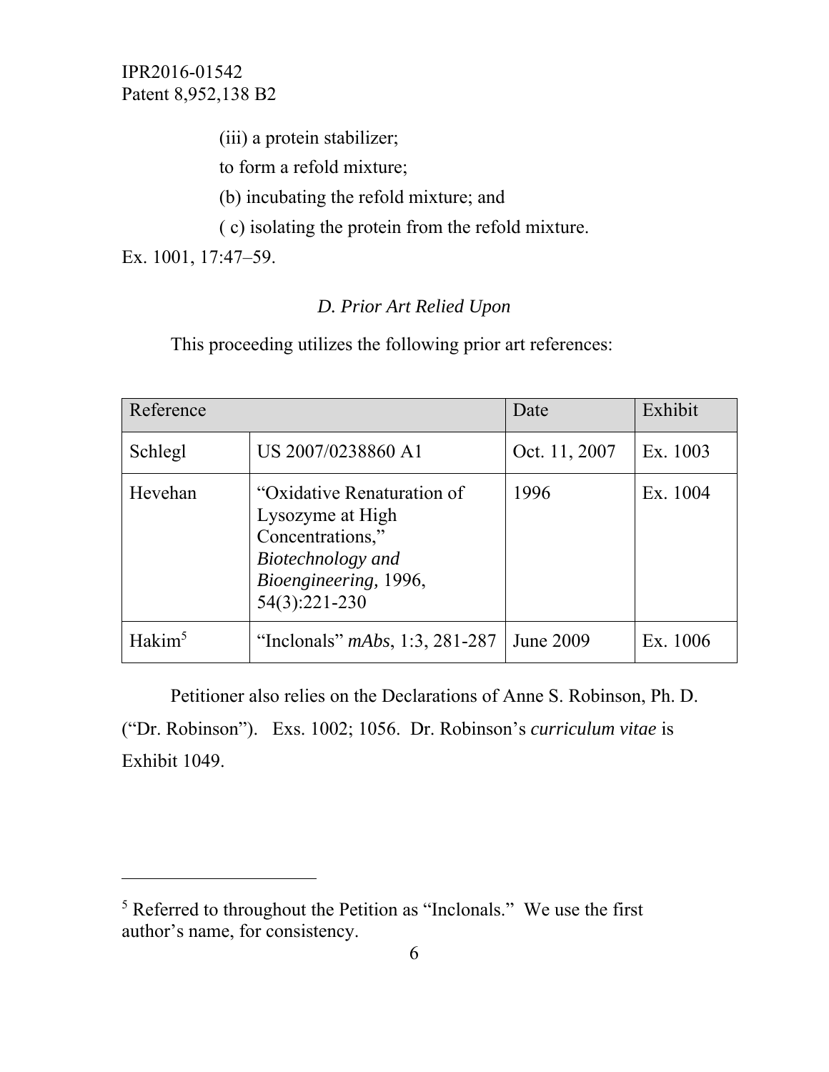(iii) a protein stabilizer;

to form a refold mixture;

(b) incubating the refold mixture; and

( c) isolating the protein from the refold mixture.

Ex. 1001, 17:47–59.

### *D. Prior Art Relied Upon*

This proceeding utilizes the following prior art references:

| Reference | | Date | Exhibit |
|---|---|---|---|
| Schlegl | US 2007/0238860 A1 | Oct. 11, 2007 | Ex. 1003 |
| Hevehan | "Oxidative Renaturation of Lysozyme at High Concentrations," *Biotechnology and Bioengineering,* 1996, 54(3):221-230 | 1996 | Ex. 1004 |
| Hakim[5] | "Inclonals" *mAbs*, 1:3, 281-287 | June 2009 | Ex. 1006 |

Petitioner also relies on the Declarations of Anne S. Robinson, Ph. D. ("Dr. Robinson"). Exs. 1002; 1056. Dr. Robinson's *curriculum vitae* is Exhibit 1049.

[5] Referred to throughout the Petition as "Inclonals." We use the first author's name, for consistency.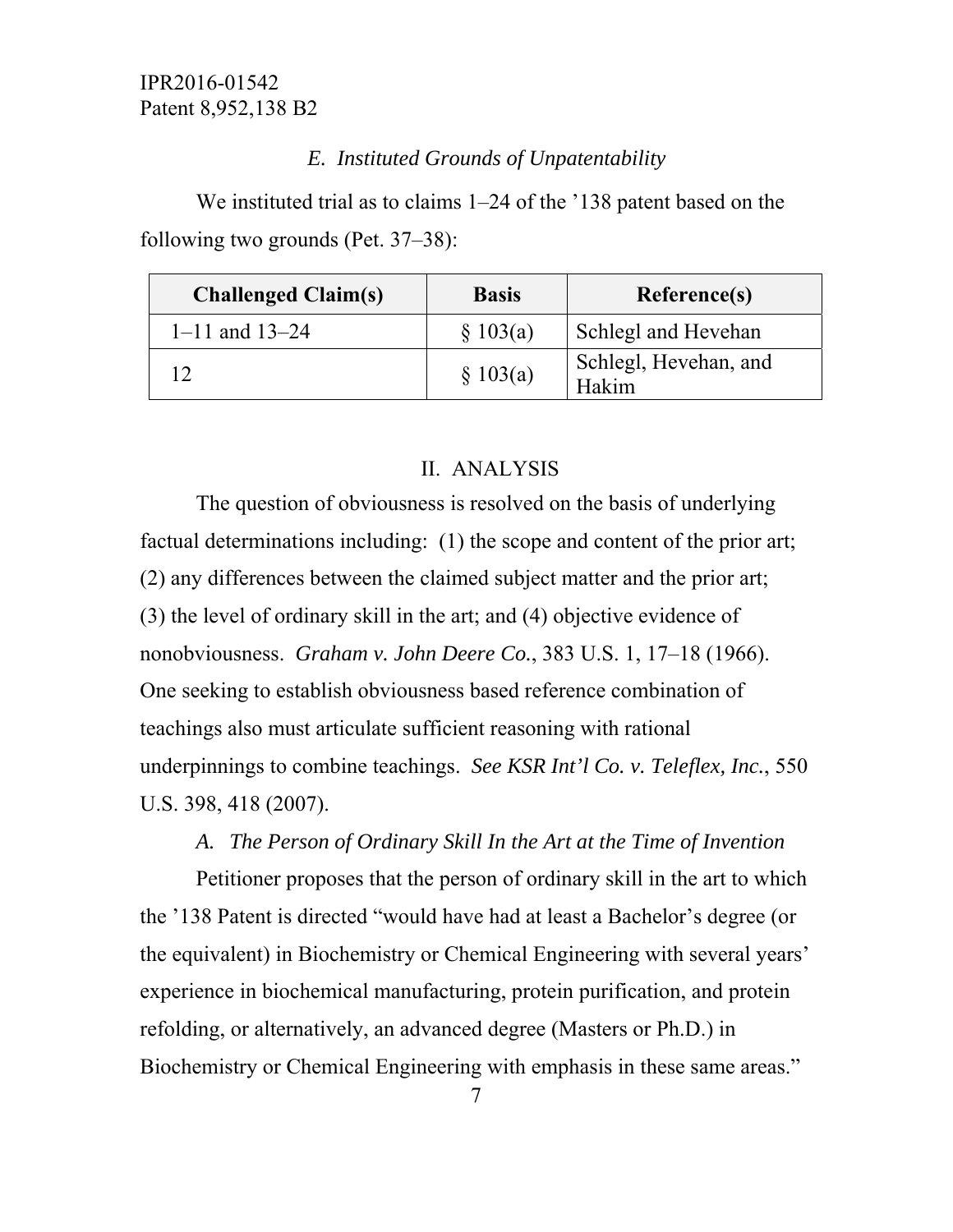### *E. Instituted Grounds of Unpatentability*

We instituted trial as to claims 1–24 of the ’138 patent based on the following two grounds (Pet. 37–38):

| Challenged Claim(s) | Basis | Reference(s) |
|---|---|---|
| 1–11 and 13–24 | § 103(a) | Schlegl and Hevehan |
| 12 | § 103(a) | Schlegl, Hevehan, and Hakim |

## II. ANALYSIS

The question of obviousness is resolved on the basis of underlying factual determinations including: (1) the scope and content of the prior art; (2) any differences between the claimed subject matter and the prior art; (3) the level of ordinary skill in the art; and (4) objective evidence of nonobviousness. *Graham v. John Deere Co.*, 383 U.S. 1, 17–18 (1966). One seeking to establish obviousness based reference combination of teachings also must articulate sufficient reasoning with rational underpinnings to combine teachings. *See KSR Int’l Co. v. Teleflex, Inc.*, 550 U.S. 398, 418 (2007).

### *A. The Person of Ordinary Skill In the Art at the Time of Invention*

Petitioner proposes that the person of ordinary skill in the art to which the ’138 Patent is directed “would have had at least a Bachelor’s degree (or the equivalent) in Biochemistry or Chemical Engineering with several years’ experience in biochemical manufacturing, protein purification, and protein refolding, or alternatively, an advanced degree (Masters or Ph.D.) in Biochemistry or Chemical Engineering with emphasis in these same areas.”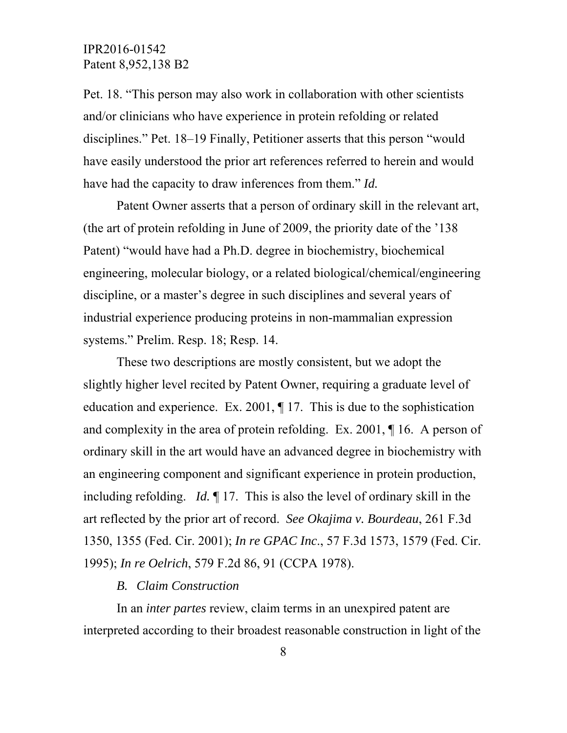Pet. 18. "This person may also work in collaboration with other scientists and/or clinicians who have experience in protein refolding or related disciplines." Pet. 18–19 Finally, Petitioner asserts that this person "would have easily understood the prior art references referred to herein and would have had the capacity to draw inferences from them." *Id.*

Patent Owner asserts that a person of ordinary skill in the relevant art, (the art of protein refolding in June of 2009, the priority date of the '138 Patent) "would have had a Ph.D. degree in biochemistry, biochemical engineering, molecular biology, or a related biological/chemical/engineering discipline, or a master's degree in such disciplines and several years of industrial experience producing proteins in non-mammalian expression systems." Prelim. Resp. 18; Resp. 14.

These two descriptions are mostly consistent, but we adopt the slightly higher level recited by Patent Owner, requiring a graduate level of education and experience. Ex. 2001, ¶ 17. This is due to the sophistication and complexity in the area of protein refolding. Ex. 2001, ¶ 16. A person of ordinary skill in the art would have an advanced degree in biochemistry with an engineering component and significant experience in protein production, including refolding. *Id.* ¶ 17. This is also the level of ordinary skill in the art reflected by the prior art of record. *See Okajima v. Bourdeau*, 261 F.3d 1350, 1355 (Fed. Cir. 2001); *In re GPAC Inc.*, 57 F.3d 1573, 1579 (Fed. Cir. 1995); *In re Oelrich*, 579 F.2d 86, 91 (CCPA 1978).

### *B. Claim Construction*

In an *inter partes* review, claim terms in an unexpired patent are interpreted according to their broadest reasonable construction in light of the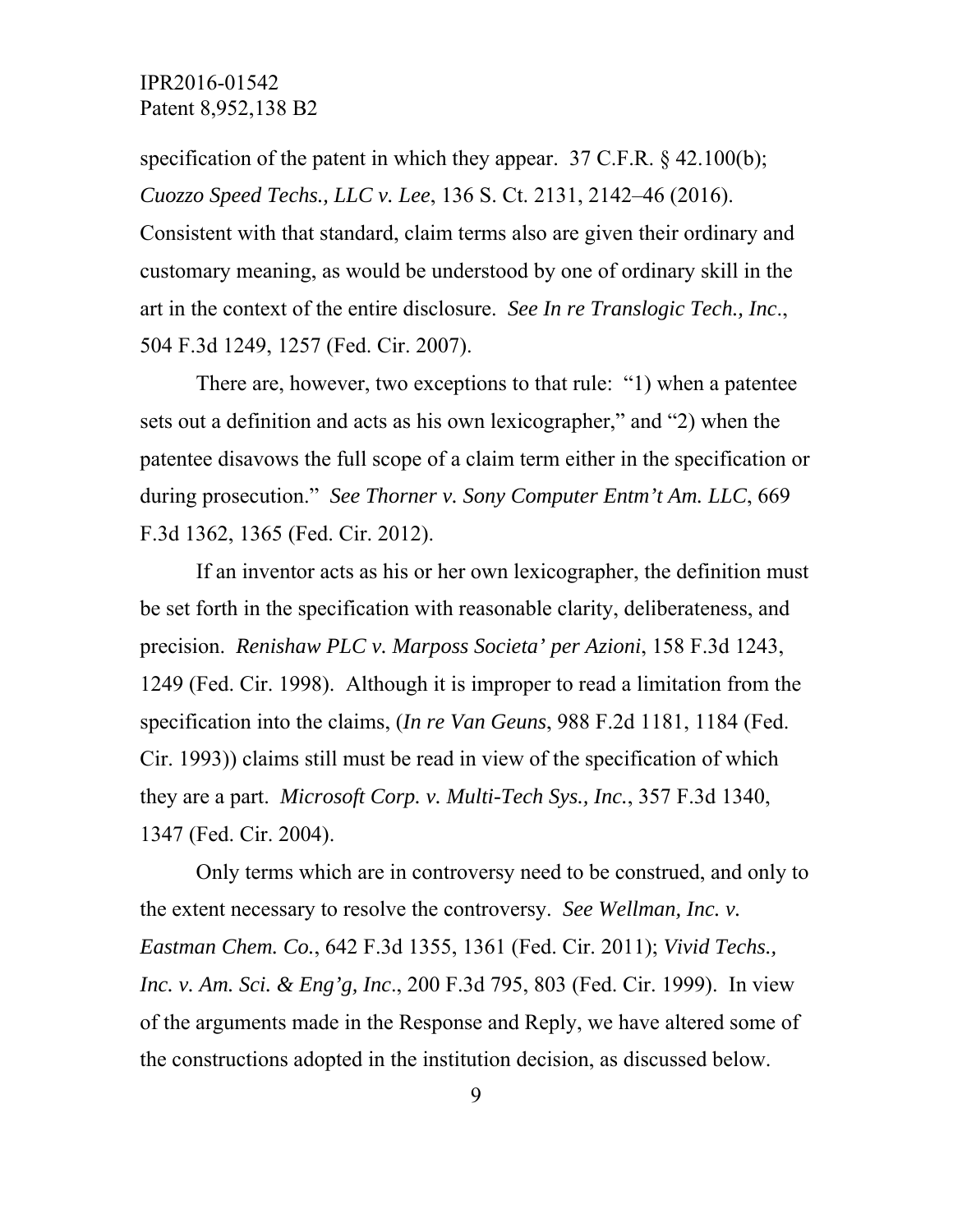specification of the patent in which they appear. 37 C.F.R. § 42.100(b); *Cuozzo Speed Techs., LLC v. Lee*, 136 S. Ct. 2131, 2142–46 (2016). Consistent with that standard, claim terms also are given their ordinary and customary meaning, as would be understood by one of ordinary skill in the art in the context of the entire disclosure. *See In re Translogic Tech., Inc*., 504 F.3d 1249, 1257 (Fed. Cir. 2007).

There are, however, two exceptions to that rule: "1) when a patentee sets out a definition and acts as his own lexicographer," and "2) when the patentee disavows the full scope of a claim term either in the specification or during prosecution." *See Thorner v. Sony Computer Entm't Am. LLC*, 669 F.3d 1362, 1365 (Fed. Cir. 2012).

If an inventor acts as his or her own lexicographer, the definition must be set forth in the specification with reasonable clarity, deliberateness, and precision. *Renishaw PLC v. Marposs Societa' per Azioni*, 158 F.3d 1243, 1249 (Fed. Cir. 1998). Although it is improper to read a limitation from the specification into the claims, (*In re Van Geuns*, 988 F.2d 1181, 1184 (Fed. Cir. 1993)) claims still must be read in view of the specification of which they are a part. *Microsoft Corp. v. Multi-Tech Sys., Inc.*, 357 F.3d 1340, 1347 (Fed. Cir. 2004).

Only terms which are in controversy need to be construed, and only to the extent necessary to resolve the controversy. *See Wellman, Inc. v. Eastman Chem. Co.*, 642 F.3d 1355, 1361 (Fed. Cir. 2011); *Vivid Techs., Inc. v. Am. Sci. & Eng'g, Inc*., 200 F.3d 795, 803 (Fed. Cir. 1999). In view of the arguments made in the Response and Reply, we have altered some of the constructions adopted in the institution decision, as discussed below.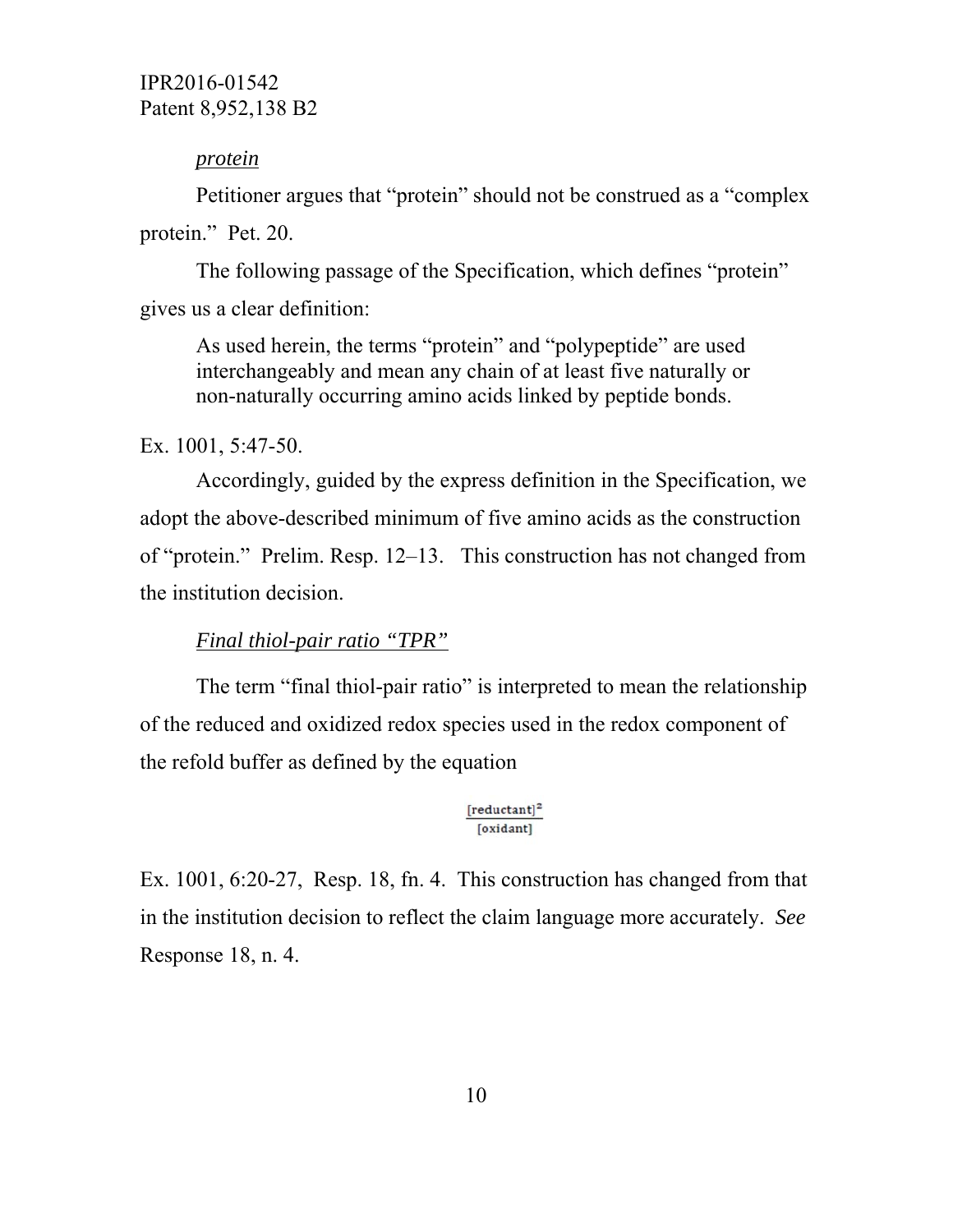*protein*

Petitioner argues that “protein” should not be construed as a “complex protein.” Pet. 20.

The following passage of the Specification, which defines “protein” gives us a clear definition:

> As used herein, the terms “protein” and “polypeptide” are used interchangeably and mean any chain of at least five naturally or non-naturally occurring amino acids linked by peptide bonds.

Ex. 1001, 5:47-50.

Accordingly, guided by the express definition in the Specification, we adopt the above-described minimum of five amino acids as the construction of “protein.” Prelim. Resp. 12–13. This construction has not changed from the institution decision.

*Final thiol-pair ratio “TPR”*

The term “final thiol-pair ratio” is interpreted to mean the relationship of the reduced and oxidized redox species used in the redox component of the refold buffer as defined by the equation

$$\frac{[\text{reductant}]^2}{[\text{oxidant}]}$$

Ex. 1001, 6:20-27, Resp. 18, fn. 4. This construction has changed from that in the institution decision to reflect the claim language more accurately. *See* Response 18, n. 4.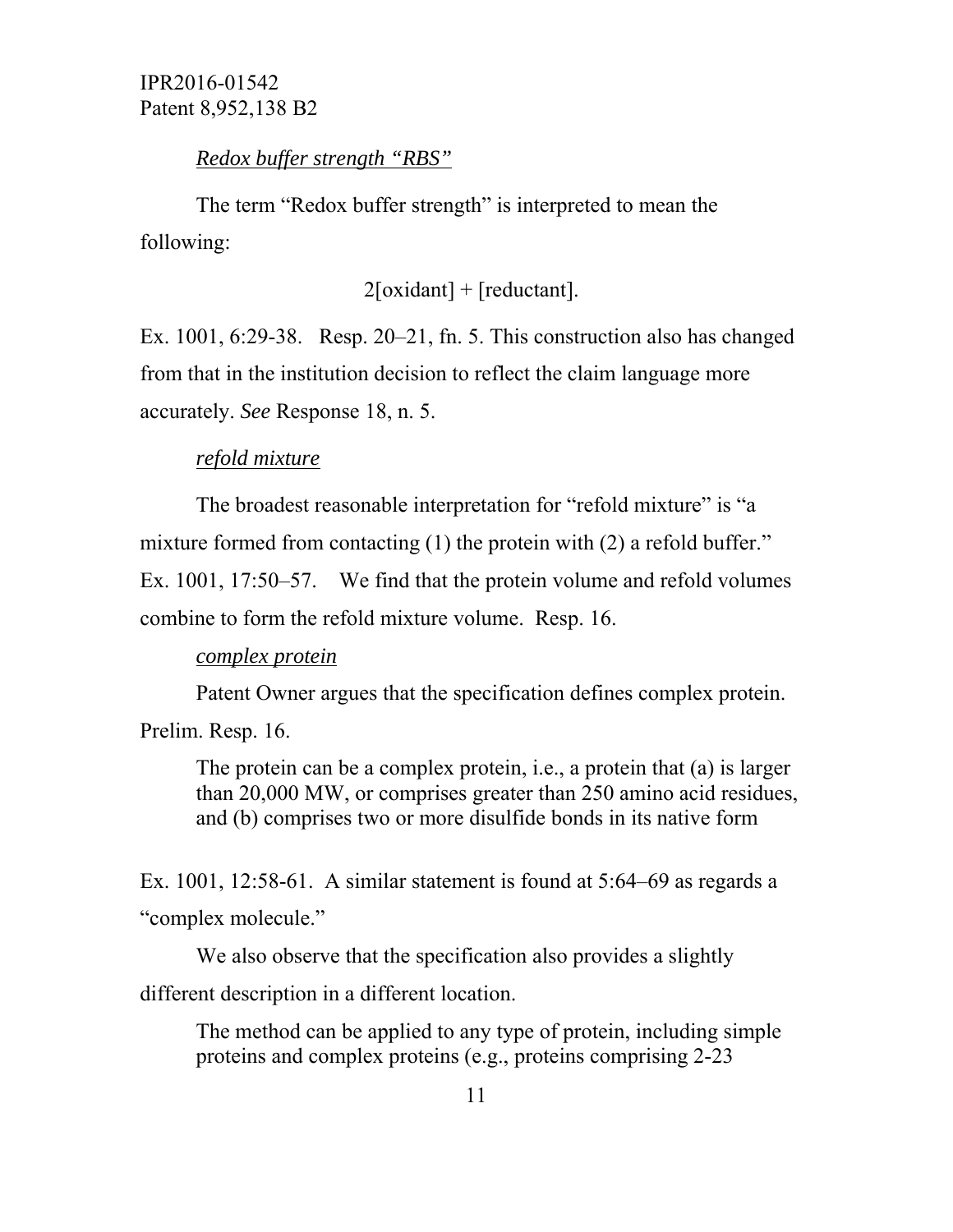*Redox buffer strength "RBS"*

The term "Redox buffer strength" is interpreted to mean the following:

$$2[\text{oxidant}] + [\text{reductant}].$$

Ex. 1001, 6:29-38. Resp. 20–21, fn. 5. This construction also has changed from that in the institution decision to reflect the claim language more accurately. *See* Response 18, n. 5.

*refold mixture*

The broadest reasonable interpretation for "refold mixture" is "a mixture formed from contacting (1) the protein with (2) a refold buffer." Ex. 1001, 17:50–57. We find that the protein volume and refold volumes combine to form the refold mixture volume. Resp. 16.

*complex protein*

Patent Owner argues that the specification defines complex protein. Prelim. Resp. 16.

> The protein can be a complex protein, i.e., a protein that (a) is larger than 20,000 MW, or comprises greater than 250 amino acid residues, and (b) comprises two or more disulfide bonds in its native form

Ex. 1001, 12:58-61. A similar statement is found at 5:64–69 as regards a "complex molecule."

We also observe that the specification also provides a slightly different description in a different location.

> The method can be applied to any type of protein, including simple proteins and complex proteins (e.g., proteins comprising 2-23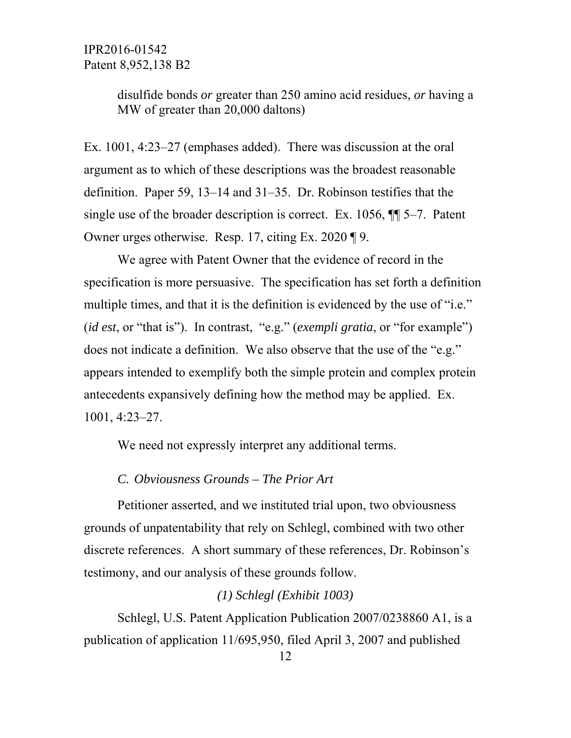disulfide bonds *or* greater than 250 amino acid residues, *or* having a MW of greater than 20,000 daltons)

Ex. 1001, 4:23–27 (emphases added). There was discussion at the oral argument as to which of these descriptions was the broadest reasonable definition. Paper 59, 13–14 and 31–35. Dr. Robinson testifies that the single use of the broader description is correct. Ex. 1056, ¶¶ 5–7. Patent Owner urges otherwise. Resp. 17, citing Ex. 2020 ¶ 9.

We agree with Patent Owner that the evidence of record in the specification is more persuasive. The specification has set forth a definition multiple times, and that it is the definition is evidenced by the use of "i.e." (*id est*, or "that is"). In contrast, "e.g." (*exempli gratia*, or "for example") does not indicate a definition. We also observe that the use of the "e.g." appears intended to exemplify both the simple protein and complex protein antecedents expansively defining how the method may be applied. Ex. 1001, 4:23–27.

We need not expressly interpret any additional terms.

### *C. Obviousness Grounds – The Prior Art*

Petitioner asserted, and we instituted trial upon, two obviousness grounds of unpatentability that rely on Schlegl, combined with two other discrete references. A short summary of these references, Dr. Robinson's testimony, and our analysis of these grounds follow.

#### *(1) Schlegl (Exhibit 1003)*

Schlegl, U.S. Patent Application Publication 2007/0238860 A1, is a publication of application 11/695,950, filed April 3, 2007 and published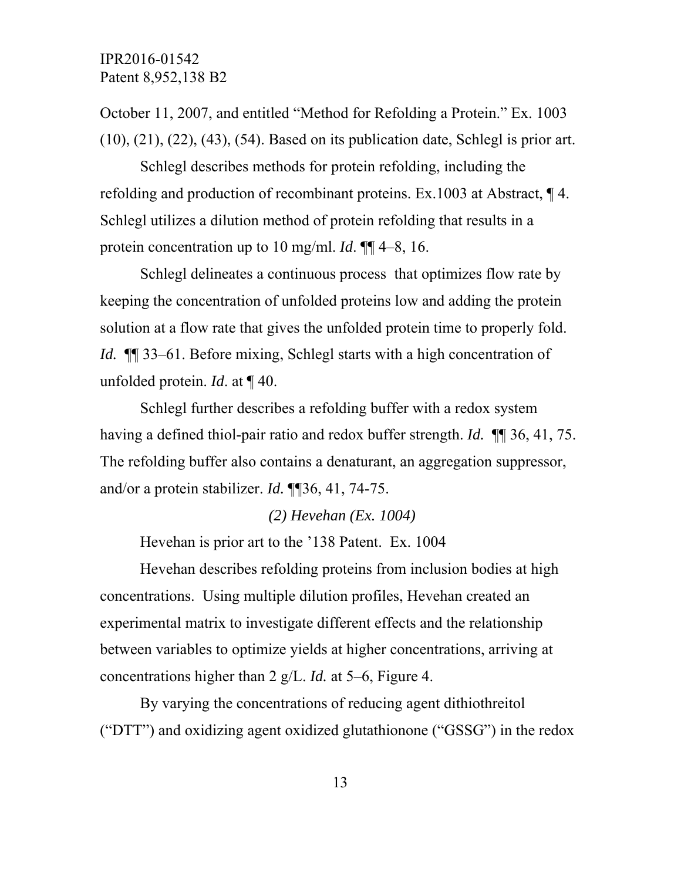October 11, 2007, and entitled "Method for Refolding a Protein." Ex. 1003 (10), (21), (22), (43), (54). Based on its publication date, Schlegl is prior art.

Schlegl describes methods for protein refolding, including the refolding and production of recombinant proteins. Ex.1003 at Abstract, ¶ 4. Schlegl utilizes a dilution method of protein refolding that results in a protein concentration up to 10 mg/ml. *Id*. ¶¶ 4–8, 16.

Schlegl delineates a continuous process that optimizes flow rate by keeping the concentration of unfolded proteins low and adding the protein solution at a flow rate that gives the unfolded protein time to properly fold. *Id.* ¶¶ 33–61. Before mixing, Schlegl starts with a high concentration of unfolded protein. *Id*. at ¶ 40.

Schlegl further describes a refolding buffer with a redox system having a defined thiol-pair ratio and redox buffer strength. *Id.* ¶¶ 36, 41, 75. The refolding buffer also contains a denaturant, an aggregation suppressor, and/or a protein stabilizer. *Id.* ¶¶36, 41, 74-75.

*(2) Hevehan (Ex. 1004)*

Hevehan is prior art to the '138 Patent. Ex. 1004

Hevehan describes refolding proteins from inclusion bodies at high concentrations. Using multiple dilution profiles, Hevehan created an experimental matrix to investigate different effects and the relationship between variables to optimize yields at higher concentrations, arriving at concentrations higher than 2 g/L. *Id.* at 5–6, Figure 4.

By varying the concentrations of reducing agent dithiothreitol ("DTT") and oxidizing agent oxidized glutathionone ("GSSG") in the redox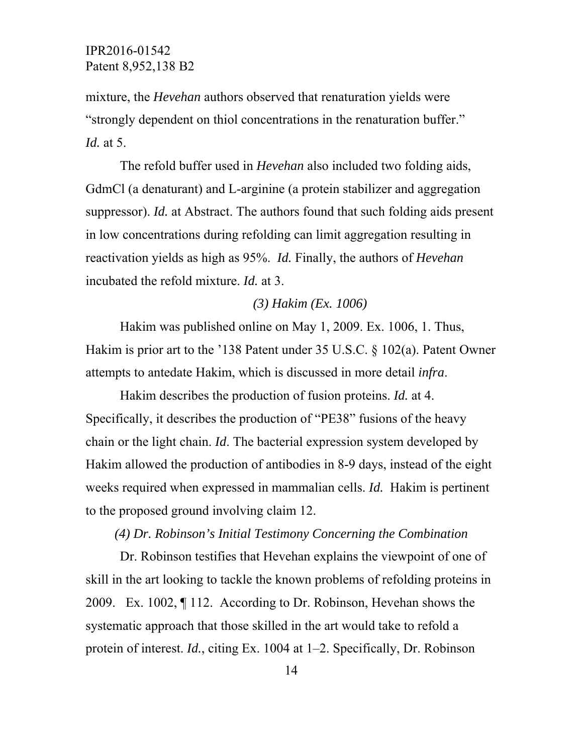mixture, the *Hevehan* authors observed that renaturation yields were "strongly dependent on thiol concentrations in the renaturation buffer." *Id.* at 5.

The refold buffer used in *Hevehan* also included two folding aids, GdmCl (a denaturant) and L-arginine (a protein stabilizer and aggregation suppressor). *Id.* at Abstract. The authors found that such folding aids present in low concentrations during refolding can limit aggregation resulting in reactivation yields as high as 95%. *Id.* Finally, the authors of *Hevehan* incubated the refold mixture. *Id.* at 3.

*(3) Hakim (Ex. 1006)*

Hakim was published online on May 1, 2009. Ex. 1006, 1. Thus, Hakim is prior art to the '138 Patent under 35 U.S.C. § 102(a). Patent Owner attempts to antedate Hakim, which is discussed in more detail *infra*.

Hakim describes the production of fusion proteins. *Id.* at 4. Specifically, it describes the production of "PE38" fusions of the heavy chain or the light chain. *Id*. The bacterial expression system developed by Hakim allowed the production of antibodies in 8-9 days, instead of the eight weeks required when expressed in mammalian cells. *Id.* Hakim is pertinent to the proposed ground involving claim 12.

*(4) Dr. Robinson's Initial Testimony Concerning the Combination*

Dr. Robinson testifies that Hevehan explains the viewpoint of one of skill in the art looking to tackle the known problems of refolding proteins in 2009. Ex. 1002, ¶ 112. According to Dr. Robinson, Hevehan shows the systematic approach that those skilled in the art would take to refold a protein of interest. *Id.*, citing Ex. 1004 at 1–2. Specifically, Dr. Robinson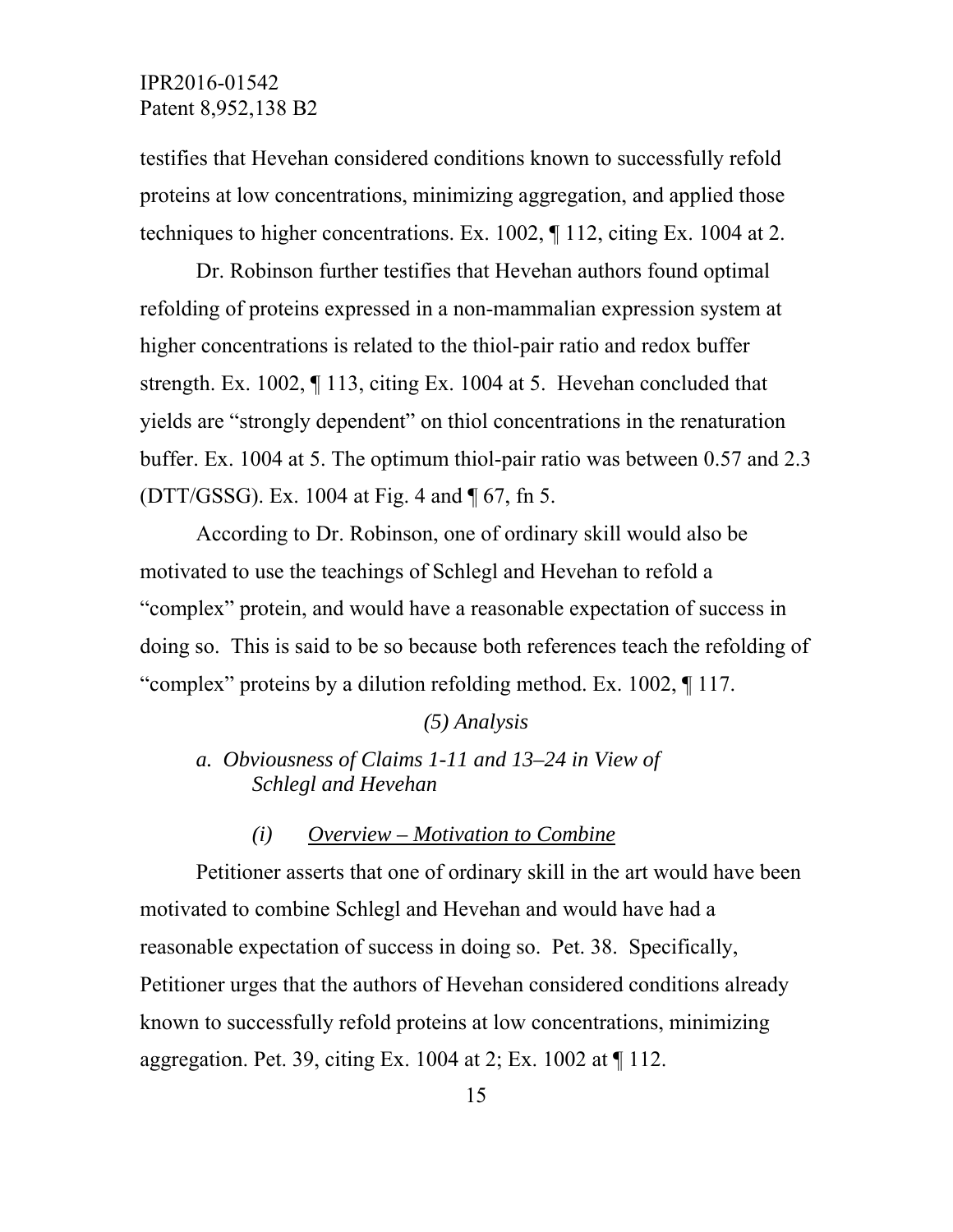testifies that Hevehan considered conditions known to successfully refold proteins at low concentrations, minimizing aggregation, and applied those techniques to higher concentrations. Ex. 1002, ¶ 112, citing Ex. 1004 at 2.

Dr. Robinson further testifies that Hevehan authors found optimal refolding of proteins expressed in a non-mammalian expression system at higher concentrations is related to the thiol-pair ratio and redox buffer strength. Ex. 1002, ¶ 113, citing Ex. 1004 at 5. Hevehan concluded that yields are "strongly dependent" on thiol concentrations in the renaturation buffer. Ex. 1004 at 5. The optimum thiol-pair ratio was between 0.57 and 2.3 (DTT/GSSG). Ex. 1004 at Fig. 4 and ¶ 67, fn 5.

According to Dr. Robinson, one of ordinary skill would also be motivated to use the teachings of Schlegl and Hevehan to refold a "complex" protein, and would have a reasonable expectation of success in doing so. This is said to be so because both references teach the refolding of "complex" proteins by a dilution refolding method. Ex. 1002, ¶ 117.

*(5) Analysis*

*a. Obviousness of Claims 1-11 and 13–24 in View of Schlegl and Hevehan*

*(i) Overview – Motivation to Combine*

Petitioner asserts that one of ordinary skill in the art would have been motivated to combine Schlegl and Hevehan and would have had a reasonable expectation of success in doing so. Pet. 38. Specifically, Petitioner urges that the authors of Hevehan considered conditions already known to successfully refold proteins at low concentrations, minimizing aggregation. Pet. 39, citing Ex. 1004 at 2; Ex. 1002 at ¶ 112.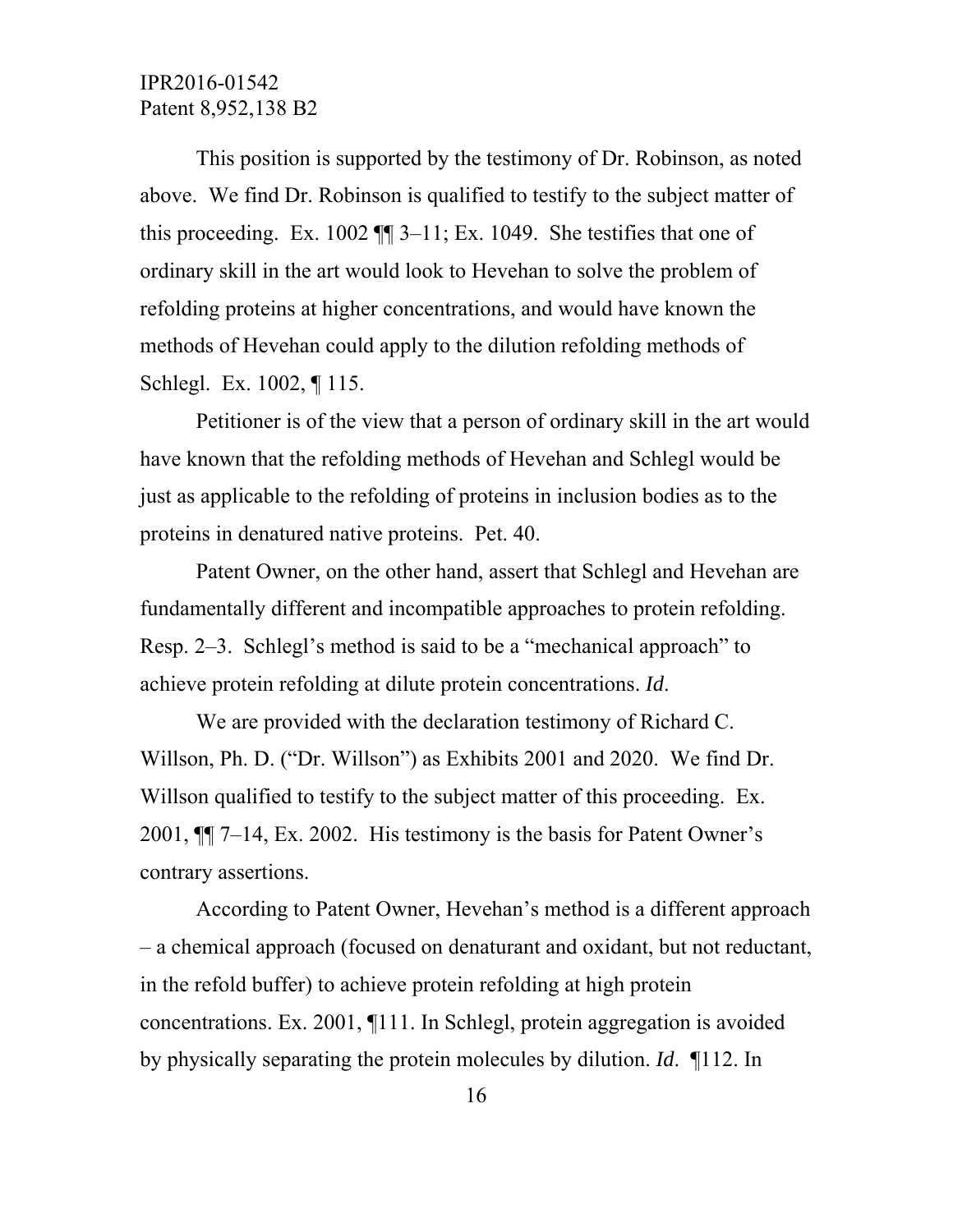This position is supported by the testimony of Dr. Robinson, as noted above. We find Dr. Robinson is qualified to testify to the subject matter of this proceeding. Ex. 1002 ¶¶ 3–11; Ex. 1049. She testifies that one of ordinary skill in the art would look to Hevehan to solve the problem of refolding proteins at higher concentrations, and would have known the methods of Hevehan could apply to the dilution refolding methods of Schlegl. Ex. 1002, ¶ 115.

Petitioner is of the view that a person of ordinary skill in the art would have known that the refolding methods of Hevehan and Schlegl would be just as applicable to the refolding of proteins in inclusion bodies as to the proteins in denatured native proteins. Pet. 40.

Patent Owner, on the other hand, assert that Schlegl and Hevehan are fundamentally different and incompatible approaches to protein refolding. Resp. 2–3. Schlegl's method is said to be a "mechanical approach" to achieve protein refolding at dilute protein concentrations. *Id*.

We are provided with the declaration testimony of Richard C. Willson, Ph. D. ("Dr. Willson") as Exhibits 2001 and 2020. We find Dr. Willson qualified to testify to the subject matter of this proceeding. Ex. 2001, ¶¶ 7–14, Ex. 2002. His testimony is the basis for Patent Owner's contrary assertions.

According to Patent Owner, Hevehan's method is a different approach – a chemical approach (focused on denaturant and oxidant, but not reductant, in the refold buffer) to achieve protein refolding at high protein concentrations. Ex. 2001, ¶111. In Schlegl, protein aggregation is avoided by physically separating the protein molecules by dilution. *Id*. ¶112. In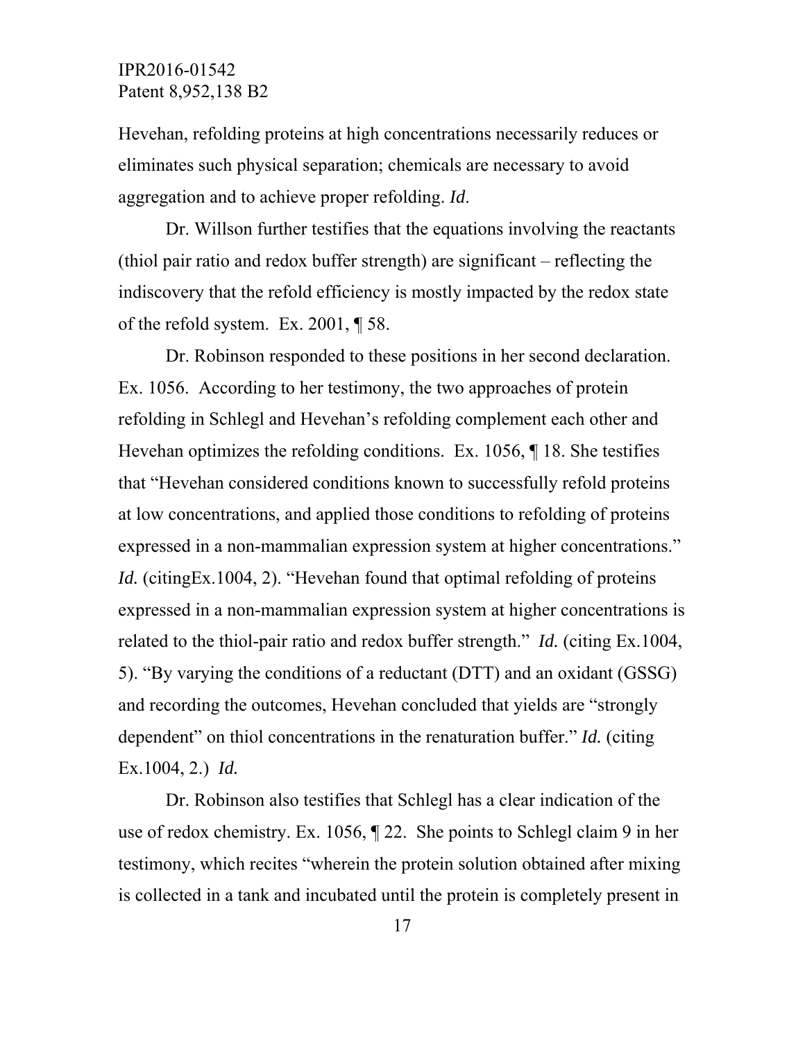Hevehan, refolding proteins at high concentrations necessarily reduces or eliminates such physical separation; chemicals are necessary to avoid aggregation and to achieve proper refolding. *Id*.

Dr. Willson further testifies that the equations involving the reactants (thiol pair ratio and redox buffer strength) are significant – reflecting the indiscovery that the refold efficiency is mostly impacted by the redox state of the refold system. Ex. 2001, ¶ 58.

Dr. Robinson responded to these positions in her second declaration. Ex. 1056. According to her testimony, the two approaches of protein refolding in Schlegl and Hevehan's refolding complement each other and Hevehan optimizes the refolding conditions. Ex. 1056, ¶ 18. She testifies that "Hevehan considered conditions known to successfully refold proteins at low concentrations, and applied those conditions to refolding of proteins expressed in a non-mammalian expression system at higher concentrations." *Id.* (citingEx.1004, 2). "Hevehan found that optimal refolding of proteins expressed in a non-mammalian expression system at higher concentrations is related to the thiol-pair ratio and redox buffer strength." *Id.* (citing Ex.1004, 5). "By varying the conditions of a reductant (DTT) and an oxidant (GSSG) and recording the outcomes, Hevehan concluded that yields are "strongly dependent" on thiol concentrations in the renaturation buffer." *Id.* (citing Ex.1004, 2.) *Id.*

Dr. Robinson also testifies that Schlegl has a clear indication of the use of redox chemistry. Ex. 1056, ¶ 22. She points to Schlegl claim 9 in her testimony, which recites "wherein the protein solution obtained after mixing is collected in a tank and incubated until the protein is completely present in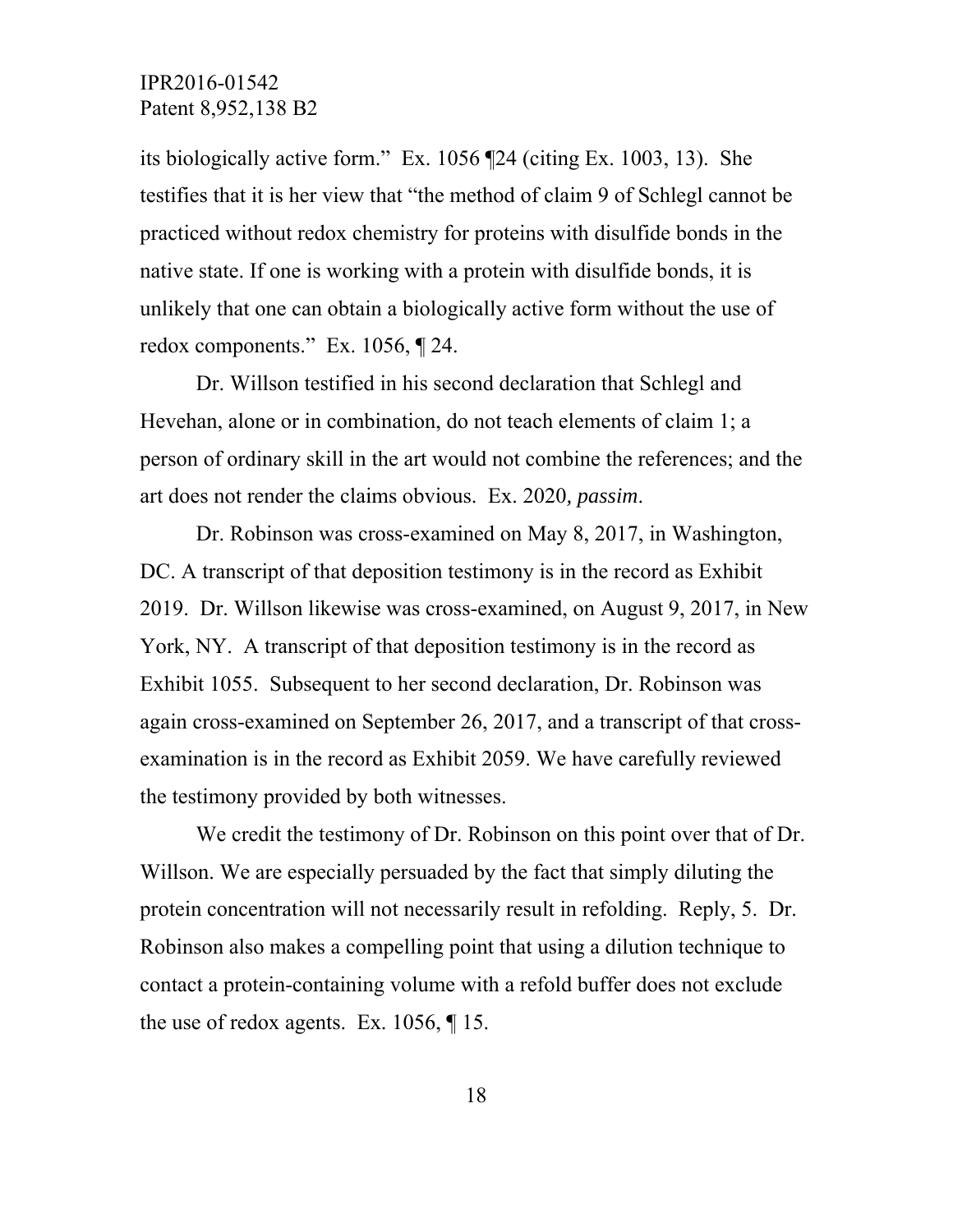its biologically active form." Ex. 1056 ¶24 (citing Ex. 1003, 13). She testifies that it is her view that "the method of claim 9 of Schlegl cannot be practiced without redox chemistry for proteins with disulfide bonds in the native state. If one is working with a protein with disulfide bonds, it is unlikely that one can obtain a biologically active form without the use of redox components." Ex. 1056, ¶ 24.

Dr. Willson testified in his second declaration that Schlegl and Hevehan, alone or in combination, do not teach elements of claim 1; a person of ordinary skill in the art would not combine the references; and the art does not render the claims obvious. Ex. 2020*, passim*.

Dr. Robinson was cross-examined on May 8, 2017, in Washington, DC. A transcript of that deposition testimony is in the record as Exhibit 2019. Dr. Willson likewise was cross-examined, on August 9, 2017, in New York, NY. A transcript of that deposition testimony is in the record as Exhibit 1055. Subsequent to her second declaration, Dr. Robinson was again cross-examined on September 26, 2017, and a transcript of that cross-examination is in the record as Exhibit 2059. We have carefully reviewed the testimony provided by both witnesses.

We credit the testimony of Dr. Robinson on this point over that of Dr. Willson. We are especially persuaded by the fact that simply diluting the protein concentration will not necessarily result in refolding. Reply, 5. Dr. Robinson also makes a compelling point that using a dilution technique to contact a protein-containing volume with a refold buffer does not exclude the use of redox agents. Ex. 1056, ¶ 15.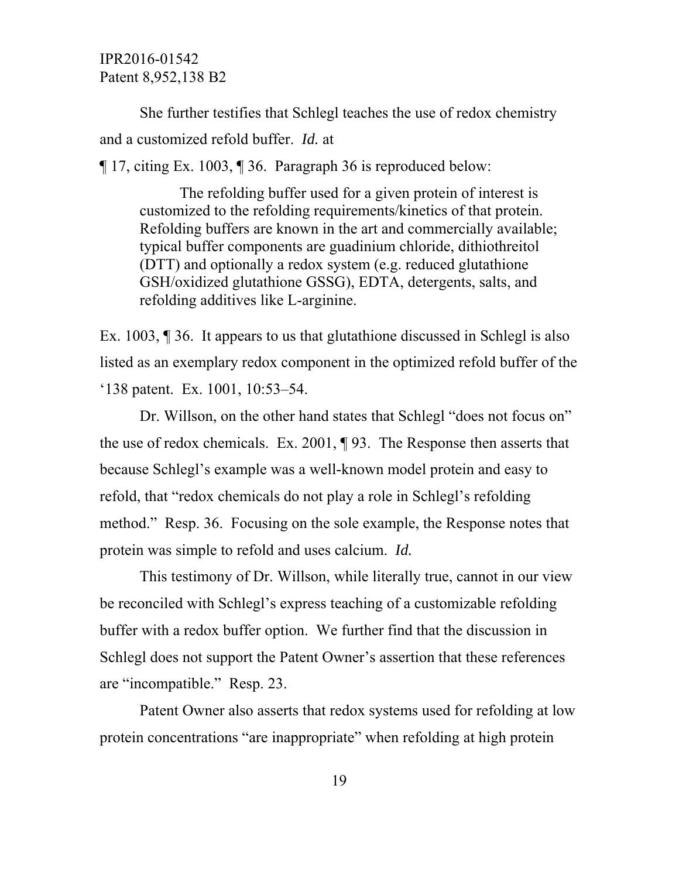She further testifies that Schlegl teaches the use of redox chemistry and a customized refold buffer. *Id.* at ¶ 17, citing Ex. 1003, ¶ 36. Paragraph 36 is reproduced below:

> The refolding buffer used for a given protein of interest is customized to the refolding requirements/kinetics of that protein. Refolding buffers are known in the art and commercially available; typical buffer components are guadinium chloride, dithiothreitol (DTT) and optionally a redox system (e.g. reduced glutathione GSH/oxidized glutathione GSSG), EDTA, detergents, salts, and refolding additives like L-arginine.

Ex. 1003, ¶ 36. It appears to us that glutathione discussed in Schlegl is also listed as an exemplary redox component in the optimized refold buffer of the '138 patent. Ex. 1001, 10:53–54.

Dr. Willson, on the other hand states that Schlegl "does not focus on" the use of redox chemicals. Ex. 2001, ¶ 93. The Response then asserts that because Schlegl's example was a well-known model protein and easy to refold, that "redox chemicals do not play a role in Schlegl's refolding method." Resp. 36. Focusing on the sole example, the Response notes that protein was simple to refold and uses calcium. *Id.*

This testimony of Dr. Willson, while literally true, cannot in our view be reconciled with Schlegl's express teaching of a customizable refolding buffer with a redox buffer option. We further find that the discussion in Schlegl does not support the Patent Owner's assertion that these references are "incompatible." Resp. 23.

Patent Owner also asserts that redox systems used for refolding at low protein concentrations "are inappropriate" when refolding at high protein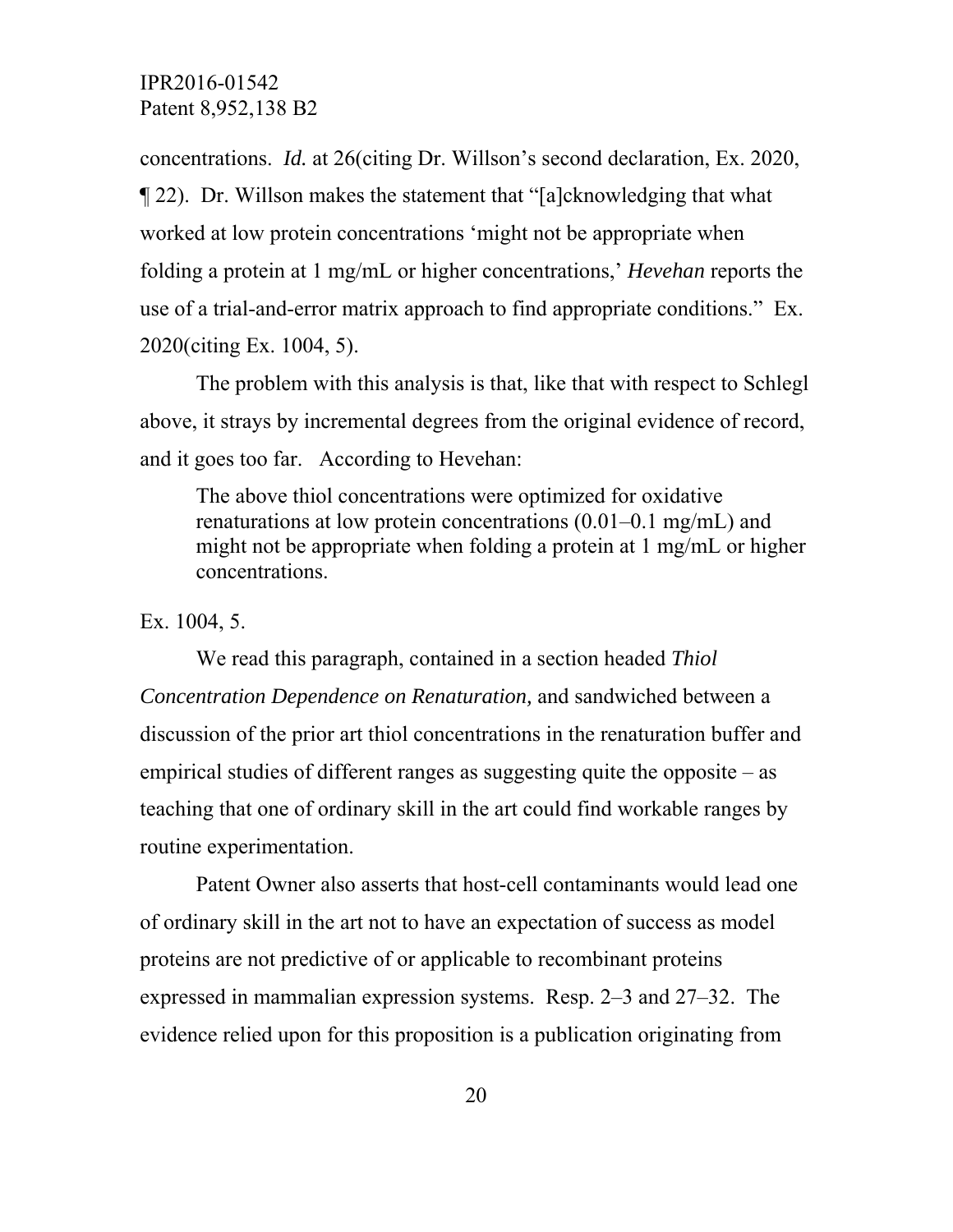concentrations. *Id.* at 26(citing Dr. Willson's second declaration, Ex. 2020, ¶ 22). Dr. Willson makes the statement that "[a]cknowledging that what worked at low protein concentrations 'might not be appropriate when folding a protein at 1 mg/mL or higher concentrations,' *Hevehan* reports the use of a trial-and-error matrix approach to find appropriate conditions." Ex. 2020(citing Ex. 1004, 5).

The problem with this analysis is that, like that with respect to Schlegl above, it strays by incremental degrees from the original evidence of record, and it goes too far. According to Hevehan:

> The above thiol concentrations were optimized for oxidative renaturations at low protein concentrations (0.01–0.1 mg/mL) and might not be appropriate when folding a protein at 1 mg/mL or higher concentrations.

Ex. 1004, 5.

We read this paragraph, contained in a section headed *Thiol Concentration Dependence on Renaturation,* and sandwiched between a discussion of the prior art thiol concentrations in the renaturation buffer and empirical studies of different ranges as suggesting quite the opposite – as teaching that one of ordinary skill in the art could find workable ranges by routine experimentation.

Patent Owner also asserts that host-cell contaminants would lead one of ordinary skill in the art not to have an expectation of success as model proteins are not predictive of or applicable to recombinant proteins expressed in mammalian expression systems. Resp. 2–3 and 27–32. The evidence relied upon for this proposition is a publication originating from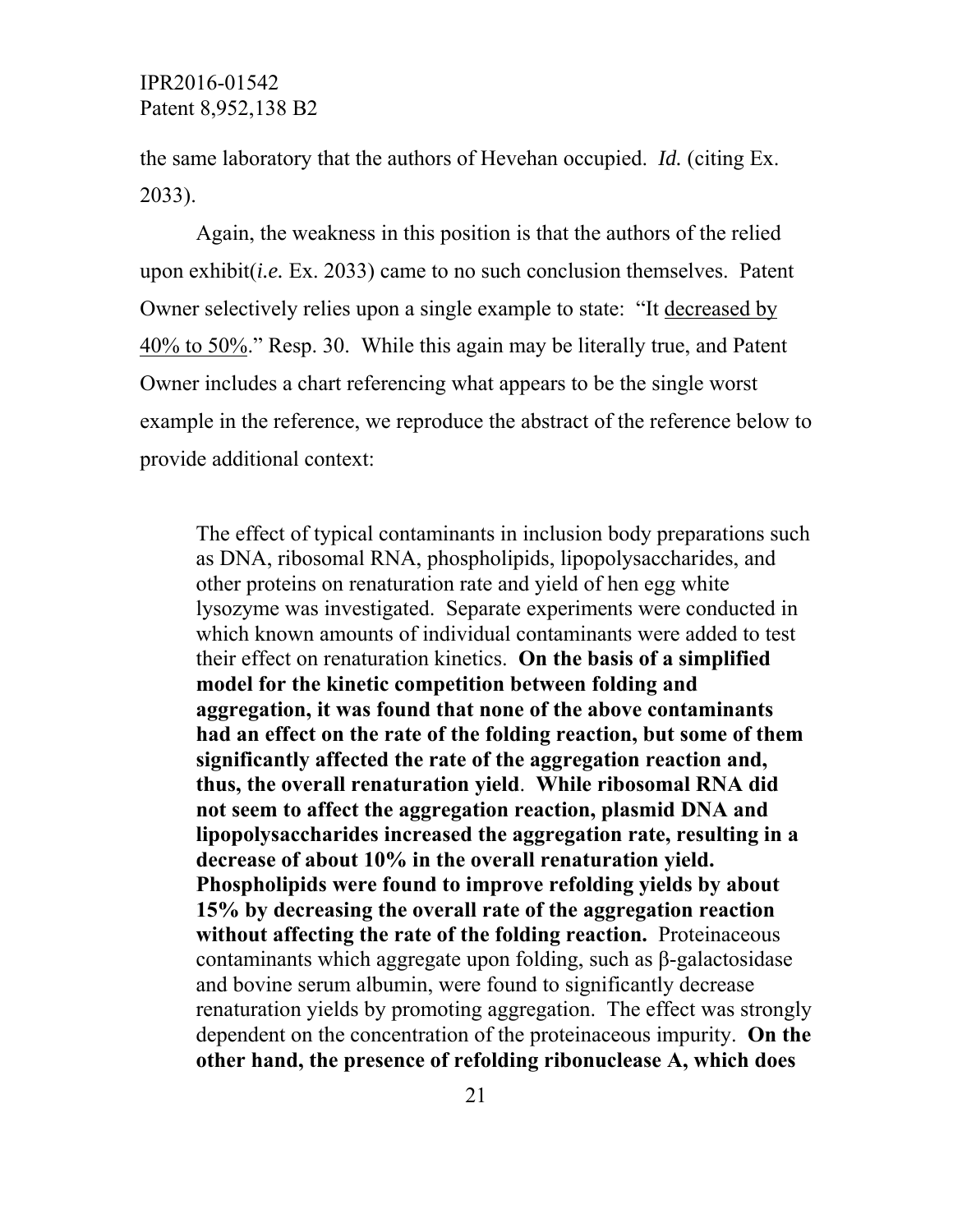the same laboratory that the authors of Hevehan occupied. *Id.* (citing Ex. 2033).

Again, the weakness in this position is that the authors of the relied upon exhibit(*i.e.* Ex. 2033) came to no such conclusion themselves. Patent Owner selectively relies upon a single example to state: "It <u>decreased by 40% to 50%</u>." Resp. 30. While this again may be literally true, and Patent Owner includes a chart referencing what appears to be the single worst example in the reference, we reproduce the abstract of the reference below to provide additional context:

> The effect of typical contaminants in inclusion body preparations such as DNA, ribosomal RNA, phospholipids, lipopolysaccharides, and other proteins on renaturation rate and yield of hen egg white lysozyme was investigated. Separate experiments were conducted in which known amounts of individual contaminants were added to test their effect on renaturation kinetics. **On the basis of a simplified model for the kinetic competition between folding and aggregation, it was found that none of the above contaminants had an effect on the rate of the folding reaction, but some of them significantly affected the rate of the aggregation reaction and, thus, the overall renaturation yield**. **While ribosomal RNA did not seem to affect the aggregation reaction, plasmid DNA and lipopolysaccharides increased the aggregation rate, resulting in a decrease of about 10% in the overall renaturation yield. Phospholipids were found to improve refolding yields by about 15% by decreasing the overall rate of the aggregation reaction without affecting the rate of the folding reaction.** Proteinaceous contaminants which aggregate upon folding, such as β-galactosidase and bovine serum albumin, were found to significantly decrease renaturation yields by promoting aggregation. The effect was strongly dependent on the concentration of the proteinaceous impurity. **On the other hand, the presence of refolding ribonuclease A, which does**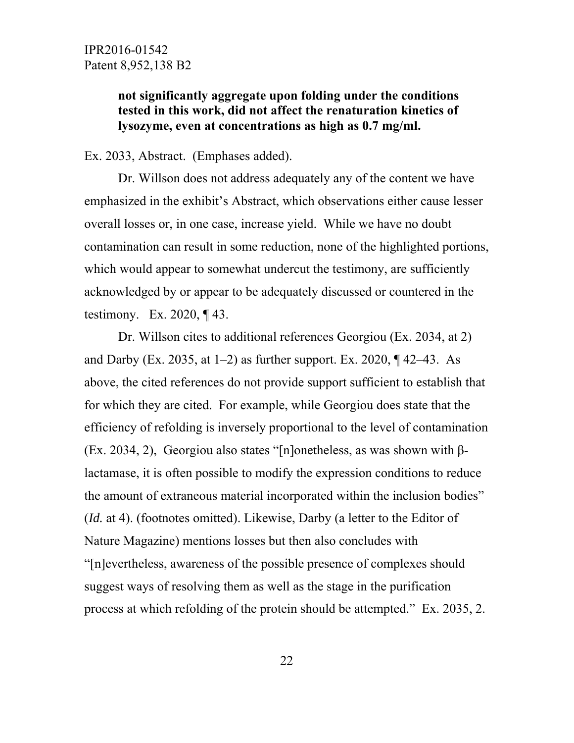**not significantly aggregate upon folding under the conditions tested in this work, did not affect the renaturation kinetics of lysozyme, even at concentrations as high as 0.7 mg/ml.**

Ex. 2033, Abstract. (Emphases added).

Dr. Willson does not address adequately any of the content we have emphasized in the exhibit's Abstract, which observations either cause lesser overall losses or, in one case, increase yield. While we have no doubt contamination can result in some reduction, none of the highlighted portions, which would appear to somewhat undercut the testimony, are sufficiently acknowledged by or appear to be adequately discussed or countered in the testimony. Ex. 2020, ¶ 43.

Dr. Willson cites to additional references Georgiou (Ex. 2034, at 2) and Darby (Ex. 2035, at 1–2) as further support. Ex. 2020, ¶ 42–43. As above, the cited references do not provide support sufficient to establish that for which they are cited. For example, while Georgiou does state that the efficiency of refolding is inversely proportional to the level of contamination (Ex. 2034, 2), Georgiou also states "[n]onetheless, as was shown with β-lactamase, it is often possible to modify the expression conditions to reduce the amount of extraneous material incorporated within the inclusion bodies" (*Id.* at 4). (footnotes omitted). Likewise, Darby (a letter to the Editor of Nature Magazine) mentions losses but then also concludes with "[n]evertheless, awareness of the possible presence of complexes should suggest ways of resolving them as well as the stage in the purification process at which refolding of the protein should be attempted." Ex. 2035, 2.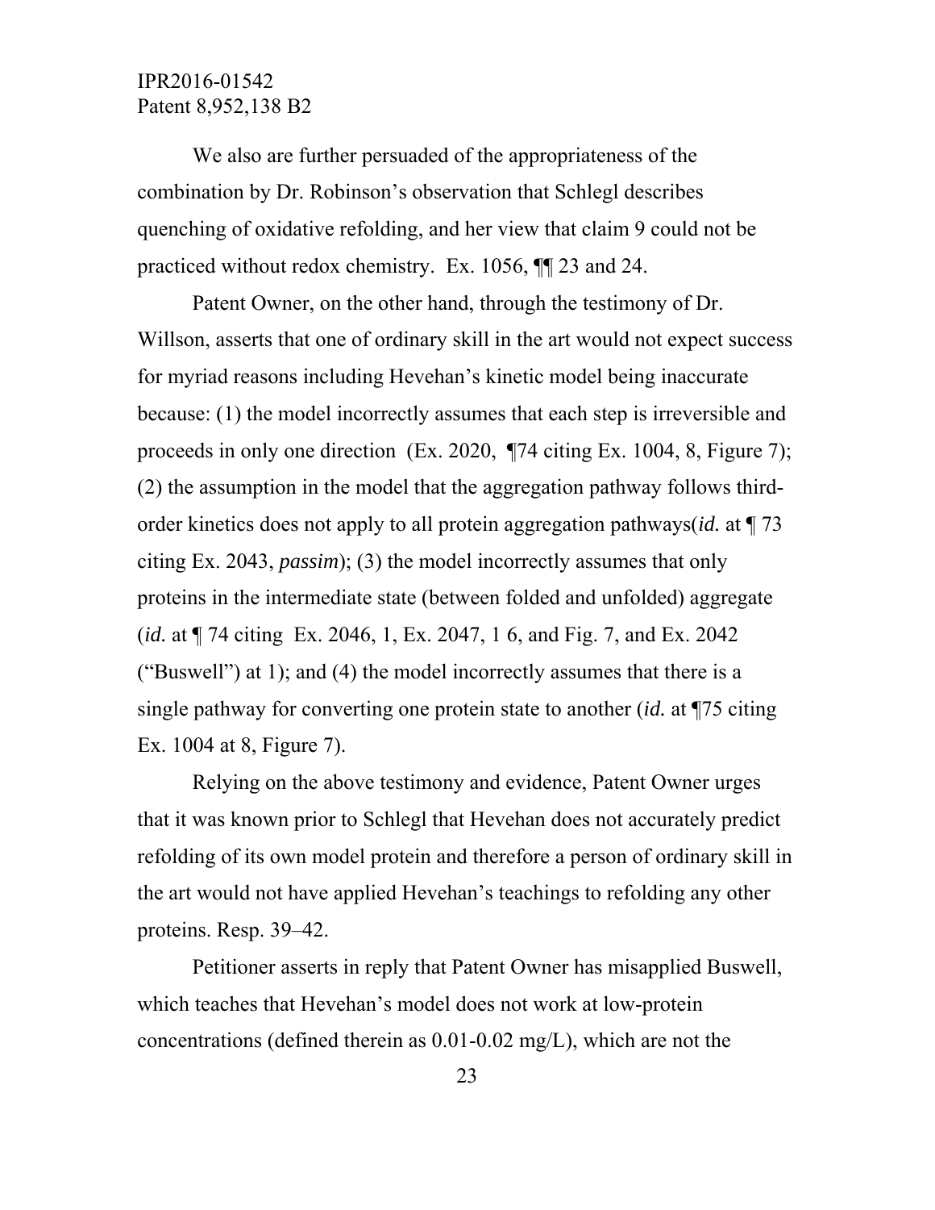We also are further persuaded of the appropriateness of the combination by Dr. Robinson's observation that Schlegl describes quenching of oxidative refolding, and her view that claim 9 could not be practiced without redox chemistry. Ex. 1056, ¶¶ 23 and 24.

Patent Owner, on the other hand, through the testimony of Dr. Willson, asserts that one of ordinary skill in the art would not expect success for myriad reasons including Hevehan's kinetic model being inaccurate because: (1) the model incorrectly assumes that each step is irreversible and proceeds in only one direction (Ex. 2020, ¶74 citing Ex. 1004, 8, Figure 7); (2) the assumption in the model that the aggregation pathway follows third-order kinetics does not apply to all protein aggregation pathways(*id.* at ¶ 73 citing Ex. 2043, *passim*); (3) the model incorrectly assumes that only proteins in the intermediate state (between folded and unfolded) aggregate (*id.* at ¶ 74 citing Ex. 2046, 1, Ex. 2047, 1 6, and Fig. 7, and Ex. 2042 ("Buswell") at 1); and (4) the model incorrectly assumes that there is a single pathway for converting one protein state to another (*id.* at ¶75 citing Ex. 1004 at 8, Figure 7).

Relying on the above testimony and evidence, Patent Owner urges that it was known prior to Schlegl that Hevehan does not accurately predict refolding of its own model protein and therefore a person of ordinary skill in the art would not have applied Hevehan's teachings to refolding any other proteins. Resp. 39–42.

Petitioner asserts in reply that Patent Owner has misapplied Buswell, which teaches that Hevehan's model does not work at low-protein concentrations (defined therein as 0.01-0.02 mg/L), which are not the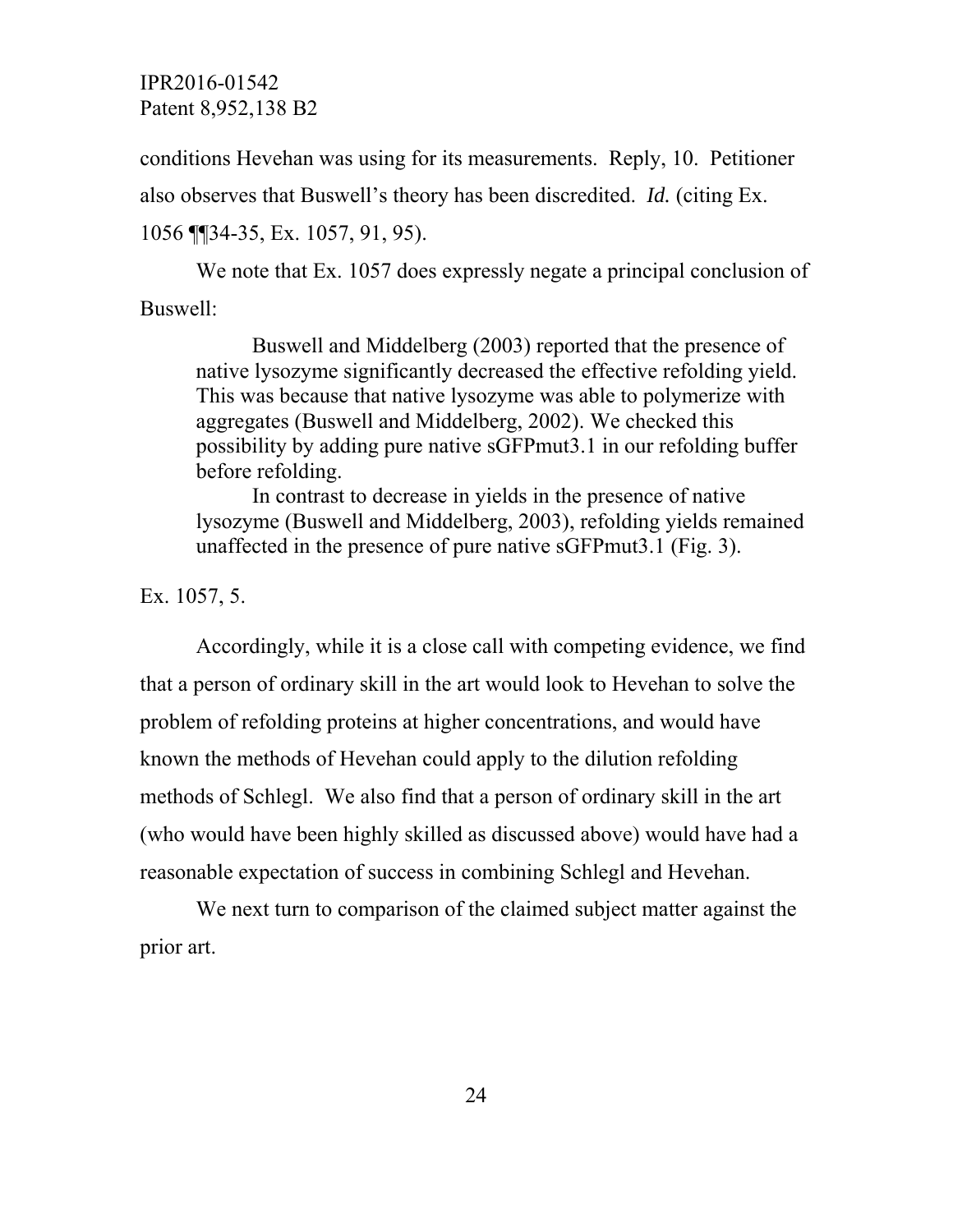conditions Hevehan was using for its measurements. Reply, 10. Petitioner also observes that Buswell's theory has been discredited. *Id.* (citing Ex. 1056 ¶¶34-35, Ex. 1057, 91, 95).

We note that Ex. 1057 does expressly negate a principal conclusion of Buswell:

> Buswell and Middelberg (2003) reported that the presence of native lysozyme significantly decreased the effective refolding yield. This was because that native lysozyme was able to polymerize with aggregates (Buswell and Middelberg, 2002). We checked this possibility by adding pure native sGFPmut3.1 in our refolding buffer before refolding.
>
> In contrast to decrease in yields in the presence of native lysozyme (Buswell and Middelberg, 2003), refolding yields remained unaffected in the presence of pure native sGFPmut3.1 (Fig. 3).

Ex. 1057, 5.

Accordingly, while it is a close call with competing evidence, we find that a person of ordinary skill in the art would look to Hevehan to solve the problem of refolding proteins at higher concentrations, and would have known the methods of Hevehan could apply to the dilution refolding methods of Schlegl. We also find that a person of ordinary skill in the art (who would have been highly skilled as discussed above) would have had a reasonable expectation of success in combining Schlegl and Hevehan.

We next turn to comparison of the claimed subject matter against the prior art.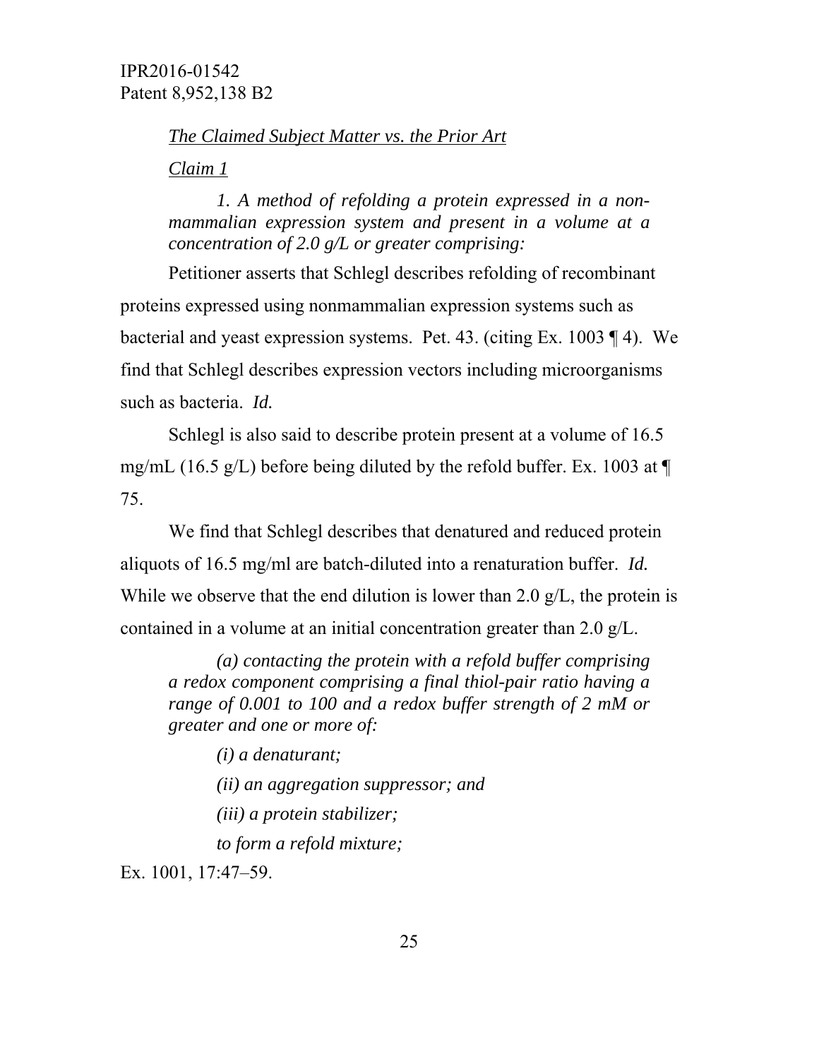*The Claimed Subject Matter vs. the Prior Art*

*Claim 1*

> *1. A method of refolding a protein expressed in a non-mammalian expression system and present in a volume at a concentration of 2.0 g/L or greater comprising:*

Petitioner asserts that Schlegl describes refolding of recombinant proteins expressed using nonmammalian expression systems such as bacterial and yeast expression systems. Pet. 43. (citing Ex. 1003 ¶ 4). We find that Schlegl describes expression vectors including microorganisms such as bacteria. *Id.*

Schlegl is also said to describe protein present at a volume of 16.5 mg/mL (16.5 g/L) before being diluted by the refold buffer. Ex. 1003 at ¶ 75.

We find that Schlegl describes that denatured and reduced protein aliquots of 16.5 mg/ml are batch-diluted into a renaturation buffer. *Id.* While we observe that the end dilution is lower than 2.0 g/L, the protein is contained in a volume at an initial concentration greater than 2.0 g/L.

> *(a) contacting the protein with a refold buffer comprising a redox component comprising a final thiol-pair ratio having a range of 0.001 to 100 and a redox buffer strength of 2 mM or greater and one or more of:*
>
> *(i) a denaturant;*
>
> *(ii) an aggregation suppressor; and*
>
> *(iii) a protein stabilizer;*
>
> *to form a refold mixture;*

Ex. 1001, 17:47–59.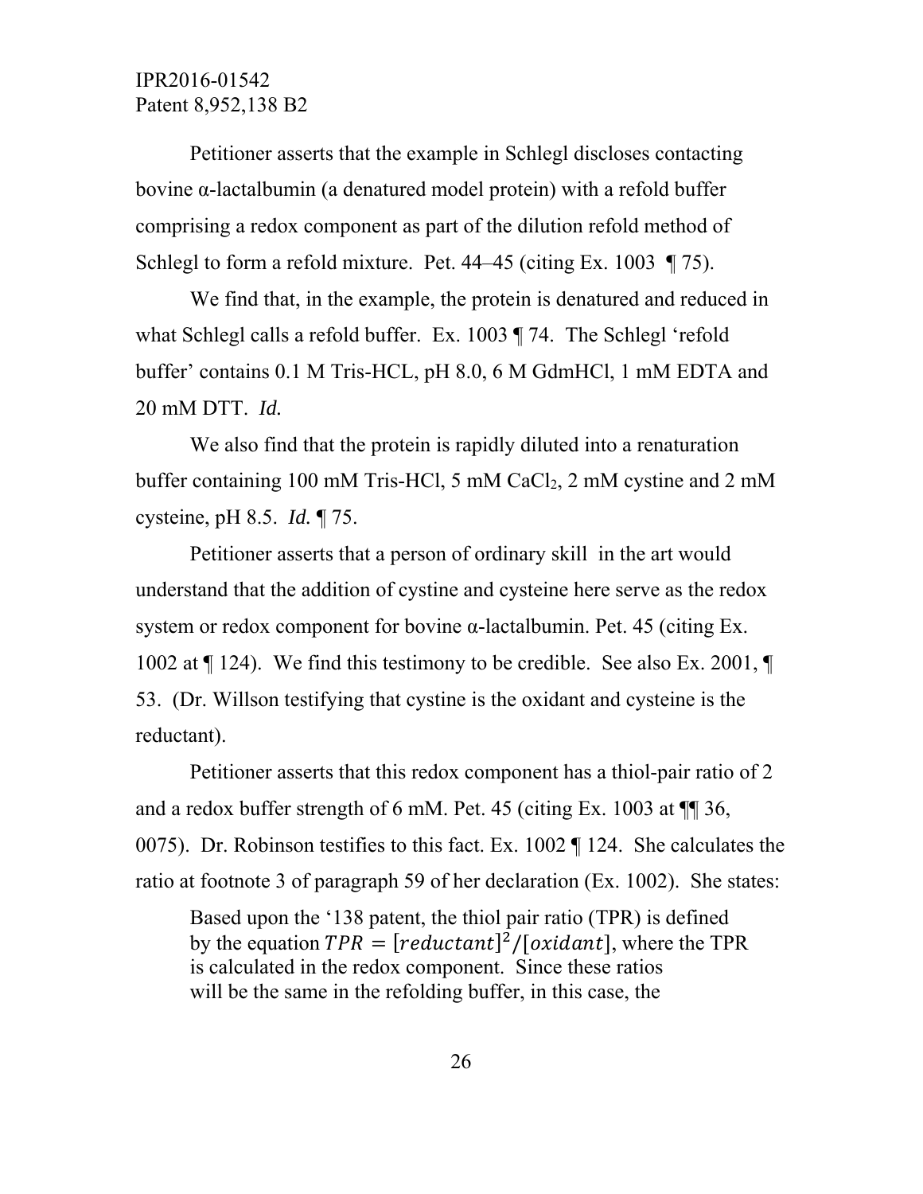Petitioner asserts that the example in Schlegl discloses contacting bovine α-lactalbumin (a denatured model protein) with a refold buffer comprising a redox component as part of the dilution refold method of Schlegl to form a refold mixture. Pet. 44–45 (citing Ex. 1003 ¶ 75).

We find that, in the example, the protein is denatured and reduced in what Schlegl calls a refold buffer. Ex. 1003 ¶ 74. The Schlegl 'refold buffer' contains 0.1 M Tris-HCL, pH 8.0, 6 M GdmHCl, 1 mM EDTA and 20 mM DTT. *Id.*

We also find that the protein is rapidly diluted into a renaturation buffer containing 100 mM Tris-HCl, 5 mM $CaCl_2$, 2 mM cystine and 2 mM cysteine, pH 8.5. *Id.* ¶ 75.

Petitioner asserts that a person of ordinary skill in the art would understand that the addition of cystine and cysteine here serve as the redox system or redox component for bovine α-lactalbumin. Pet. 45 (citing Ex. 1002 at ¶ 124). We find this testimony to be credible. See also Ex. 2001, ¶ 53. (Dr. Willson testifying that cystine is the oxidant and cysteine is the reductant).

Petitioner asserts that this redox component has a thiol-pair ratio of 2 and a redox buffer strength of 6 mM. Pet. 45 (citing Ex. 1003 at ¶¶ 36, 0075). Dr. Robinson testifies to this fact. Ex. 1002 ¶ 124. She calculates the ratio at footnote 3 of paragraph 59 of her declaration (Ex. 1002). She states:

> Based upon the '138 patent, the thiol pair ratio (TPR) is defined by the equation $TPR = [reductant]^2/[oxidant]$, where the TPR is calculated in the redox component. Since these ratios will be the same in the refolding buffer, in this case, the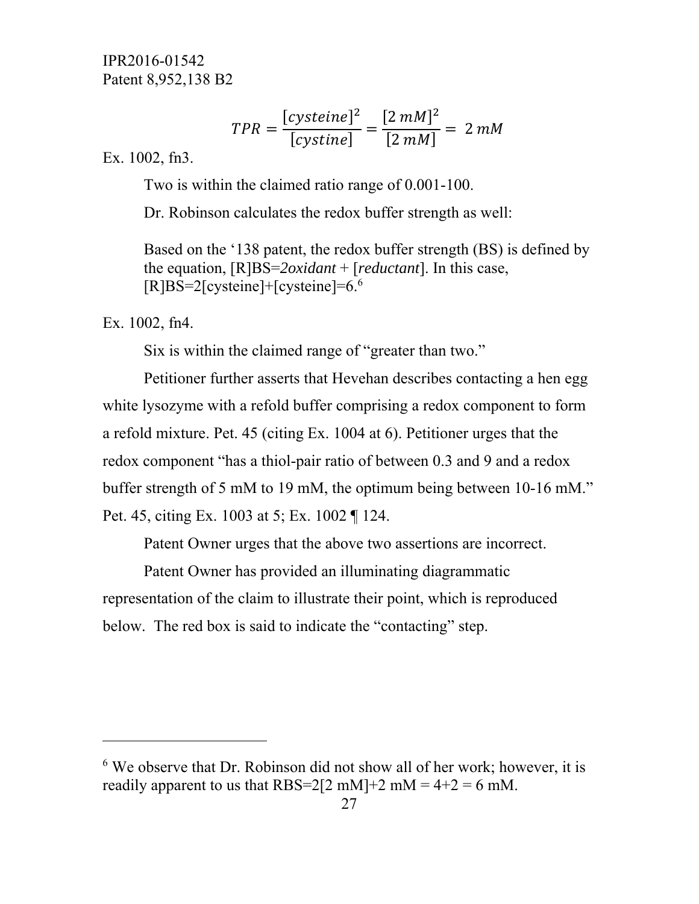$$TPR = \frac{[cysteine]^2}{[cystine]} = \frac{[2\ mM]^2}{[2\ mM]} = \ 2\ mM$$

Ex. 1002, fn3.

Two is within the claimed ratio range of 0.001-100.

Dr. Robinson calculates the redox buffer strength as well:

> Based on the '138 patent, the redox buffer strength (BS) is defined by the equation, [R]BS=*2oxidant* + [*reductant*]. In this case, [R]BS=2[cysteine]+[cysteine]=6.[6]

Ex. 1002, fn4.

Six is within the claimed range of "greater than two."

Petitioner further asserts that Hevehan describes contacting a hen egg white lysozyme with a refold buffer comprising a redox component to form a refold mixture. Pet. 45 (citing Ex. 1004 at 6). Petitioner urges that the redox component "has a thiol-pair ratio of between 0.3 and 9 and a redox buffer strength of 5 mM to 19 mM, the optimum being between 10-16 mM." Pet. 45, citing Ex. 1003 at 5; Ex. 1002 ¶ 124.

Patent Owner urges that the above two assertions are incorrect.

Patent Owner has provided an illuminating diagrammatic representation of the claim to illustrate their point, which is reproduced below. The red box is said to indicate the "contacting" step.

---

[6] We observe that Dr. Robinson did not show all of her work; however, it is readily apparent to us that RBS=2[2 mM]+2 mM = 4+2 = 6 mM.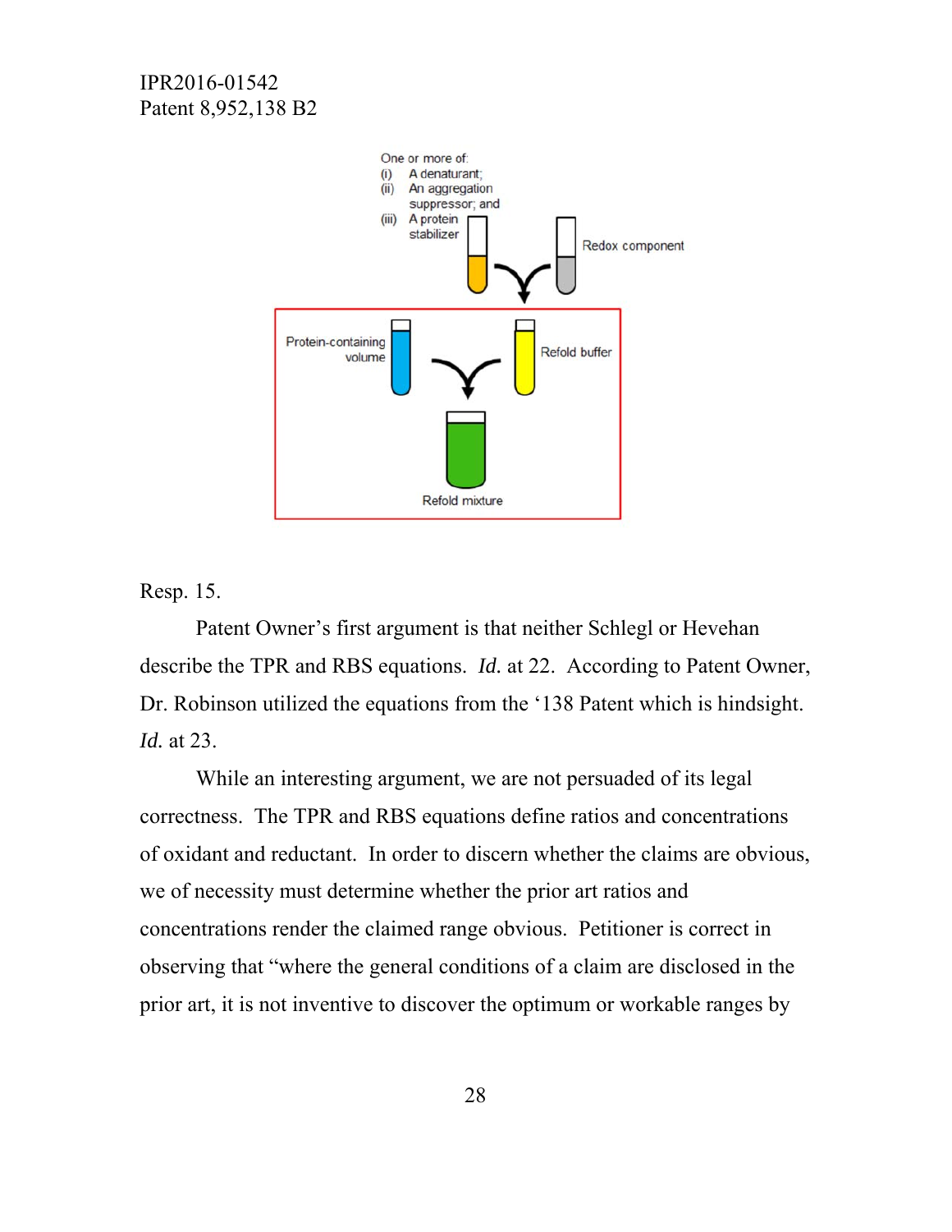Resp. 15.

Patent Owner's first argument is that neither Schlegl or Hevehan describe the TPR and RBS equations. *Id.* at 22. According to Patent Owner, Dr. Robinson utilized the equations from the '138 Patent which is hindsight. *Id.* at 23.

While an interesting argument, we are not persuaded of its legal correctness. The TPR and RBS equations define ratios and concentrations of oxidant and reductant. In order to discern whether the claims are obvious, we of necessity must determine whether the prior art ratios and concentrations render the claimed range obvious. Petitioner is correct in observing that "where the general conditions of a claim are disclosed in the prior art, it is not inventive to discover the optimum or workable ranges by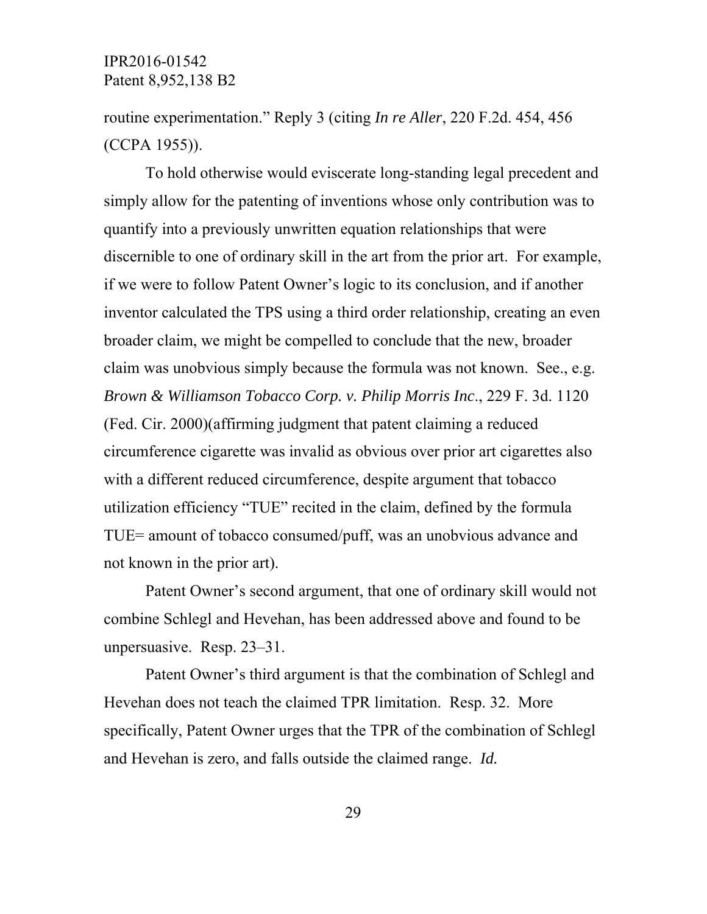routine experimentation." Reply 3 (citing *In re Aller*, 220 F.2d. 454, 456 (CCPA 1955)).

To hold otherwise would eviscerate long-standing legal precedent and simply allow for the patenting of inventions whose only contribution was to quantify into a previously unwritten equation relationships that were discernible to one of ordinary skill in the art from the prior art. For example, if we were to follow Patent Owner's logic to its conclusion, and if another inventor calculated the TPS using a third order relationship, creating an even broader claim, we might be compelled to conclude that the new, broader claim was unobvious simply because the formula was not known. See., e.g. *Brown & Williamson Tobacco Corp. v. Philip Morris Inc*., 229 F. 3d. 1120 (Fed. Cir. 2000)(affirming judgment that patent claiming a reduced circumference cigarette was invalid as obvious over prior art cigarettes also with a different reduced circumference, despite argument that tobacco utilization efficiency "TUE" recited in the claim, defined by the formula TUE= amount of tobacco consumed/puff, was an unobvious advance and not known in the prior art).

Patent Owner's second argument, that one of ordinary skill would not combine Schlegl and Hevehan, has been addressed above and found to be unpersuasive. Resp. 23–31.

Patent Owner's third argument is that the combination of Schlegl and Hevehan does not teach the claimed TPR limitation. Resp. 32. More specifically, Patent Owner urges that the TPR of the combination of Schlegl and Hevehan is zero, and falls outside the claimed range. *Id.*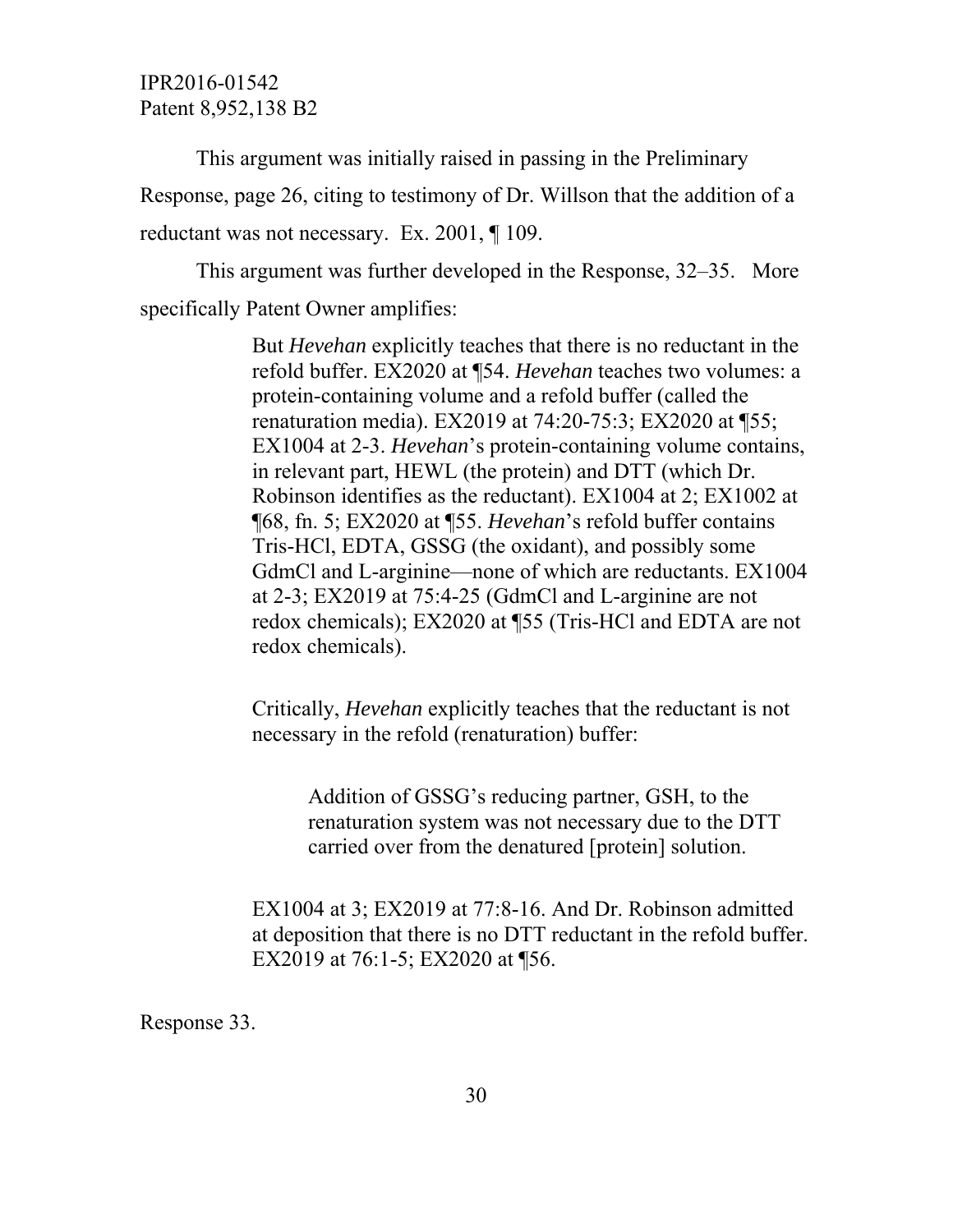This argument was initially raised in passing in the Preliminary Response, page 26, citing to testimony of Dr. Willson that the addition of a reductant was not necessary. Ex. 2001, ¶ 109.

This argument was further developed in the Response, 32–35. More specifically Patent Owner amplifies:

> But *Hevehan* explicitly teaches that there is no reductant in the refold buffer. EX2020 at ¶54. *Hevehan* teaches two volumes: a protein-containing volume and a refold buffer (called the renaturation media). EX2019 at 74:20-75:3; EX2020 at ¶55; EX1004 at 2-3. *Hevehan*'s protein-containing volume contains, in relevant part, HEWL (the protein) and DTT (which Dr. Robinson identifies as the reductant). EX1004 at 2; EX1002 at ¶68, fn. 5; EX2020 at ¶55. *Hevehan*'s refold buffer contains Tris-HCl, EDTA, GSSG (the oxidant), and possibly some GdmCl and L-arginine—none of which are reductants. EX1004 at 2-3; EX2019 at 75:4-25 (GdmCl and L-arginine are not redox chemicals); EX2020 at ¶55 (Tris-HCl and EDTA are not redox chemicals).
>
> Critically, *Hevehan* explicitly teaches that the reductant is not necessary in the refold (renaturation) buffer:
>
> > Addition of GSSG's reducing partner, GSH, to the renaturation system was not necessary due to the DTT carried over from the denatured [protein] solution.
>
> EX1004 at 3; EX2019 at 77:8-16. And Dr. Robinson admitted at deposition that there is no DTT reductant in the refold buffer. EX2019 at 76:1-5; EX2020 at ¶56.

Response 33.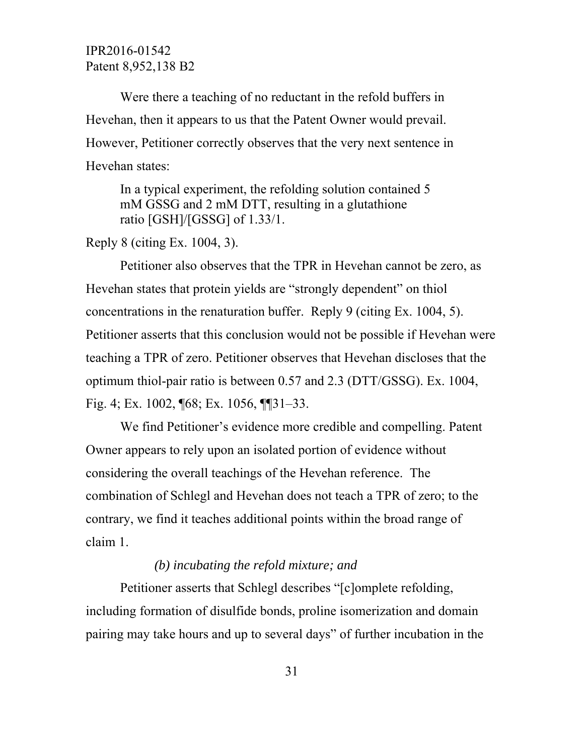Were there a teaching of no reductant in the refold buffers in Hevehan, then it appears to us that the Patent Owner would prevail. However, Petitioner correctly observes that the very next sentence in Hevehan states:

> In a typical experiment, the refolding solution contained 5 mM GSSG and 2 mM DTT, resulting in a glutathione ratio [GSH]/[GSSG] of 1.33/1.

Reply 8 (citing Ex. 1004, 3).

Petitioner also observes that the TPR in Hevehan cannot be zero, as Hevehan states that protein yields are "strongly dependent" on thiol concentrations in the renaturation buffer. Reply 9 (citing Ex. 1004, 5). Petitioner asserts that this conclusion would not be possible if Hevehan were teaching a TPR of zero. Petitioner observes that Hevehan discloses that the optimum thiol-pair ratio is between 0.57 and 2.3 (DTT/GSSG). Ex. 1004, Fig. 4; Ex. 1002, ¶68; Ex. 1056, ¶¶31–33.

We find Petitioner's evidence more credible and compelling. Patent Owner appears to rely upon an isolated portion of evidence without considering the overall teachings of the Hevehan reference. The combination of Schlegl and Hevehan does not teach a TPR of zero; to the contrary, we find it teaches additional points within the broad range of claim 1.

*(b) incubating the refold mixture; and*

Petitioner asserts that Schlegl describes "[c]omplete refolding, including formation of disulfide bonds, proline isomerization and domain pairing may take hours and up to several days" of further incubation in the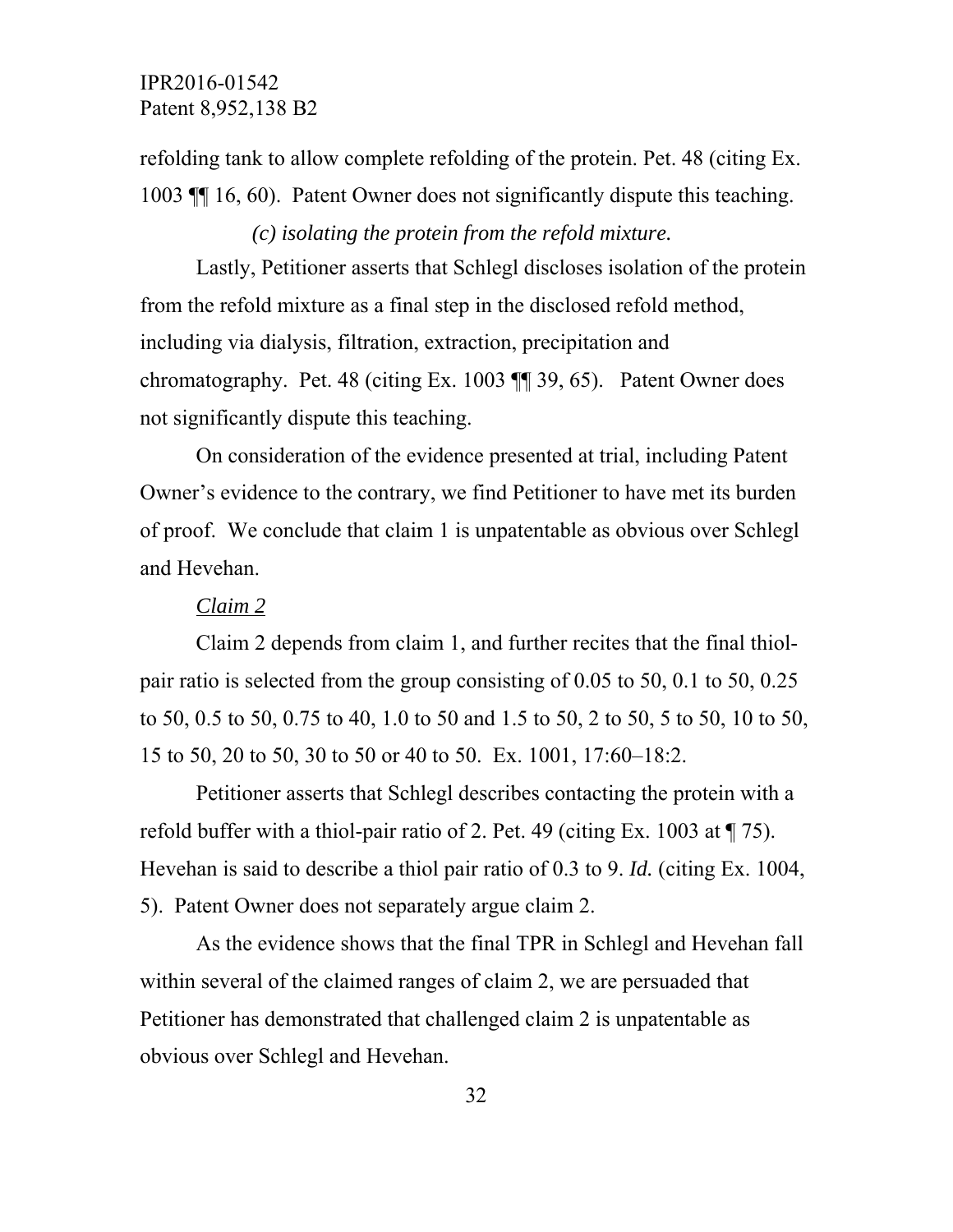refolding tank to allow complete refolding of the protein. Pet. 48 (citing Ex. 1003 ¶¶ 16, 60). Patent Owner does not significantly dispute this teaching.

*(c) isolating the protein from the refold mixture.*

Lastly, Petitioner asserts that Schlegl discloses isolation of the protein from the refold mixture as a final step in the disclosed refold method, including via dialysis, filtration, extraction, precipitation and chromatography. Pet. 48 (citing Ex. 1003 ¶¶ 39, 65). Patent Owner does not significantly dispute this teaching.

On consideration of the evidence presented at trial, including Patent Owner's evidence to the contrary, we find Petitioner to have met its burden of proof. We conclude that claim 1 is unpatentable as obvious over Schlegl and Hevehan.

*Claim 2*

Claim 2 depends from claim 1, and further recites that the final thiol-pair ratio is selected from the group consisting of 0.05 to 50, 0.1 to 50, 0.25 to 50, 0.5 to 50, 0.75 to 40, 1.0 to 50 and 1.5 to 50, 2 to 50, 5 to 50, 10 to 50, 15 to 50, 20 to 50, 30 to 50 or 40 to 50. Ex. 1001, 17:60–18:2.

Petitioner asserts that Schlegl describes contacting the protein with a refold buffer with a thiol-pair ratio of 2. Pet. 49 (citing Ex. 1003 at ¶ 75). Hevehan is said to describe a thiol pair ratio of 0.3 to 9. *Id.* (citing Ex. 1004, 5). Patent Owner does not separately argue claim 2.

As the evidence shows that the final TPR in Schlegl and Hevehan fall within several of the claimed ranges of claim 2, we are persuaded that Petitioner has demonstrated that challenged claim 2 is unpatentable as obvious over Schlegl and Hevehan.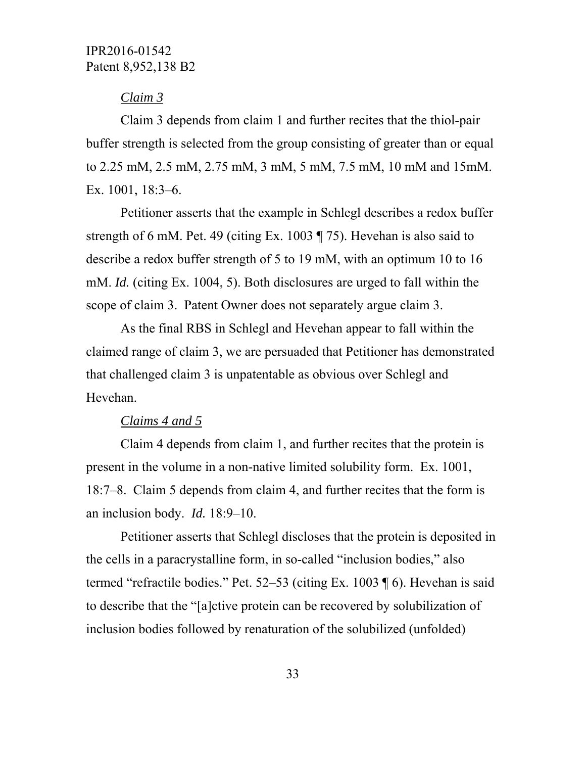*Claim 3*

Claim 3 depends from claim 1 and further recites that the thiol-pair buffer strength is selected from the group consisting of greater than or equal to 2.25 mM, 2.5 mM, 2.75 mM, 3 mM, 5 mM, 7.5 mM, 10 mM and 15mM. Ex. 1001, 18:3–6.

Petitioner asserts that the example in Schlegl describes a redox buffer strength of 6 mM. Pet. 49 (citing Ex. 1003 ¶ 75). Hevehan is also said to describe a redox buffer strength of 5 to 19 mM, with an optimum 10 to 16 mM. *Id.* (citing Ex. 1004, 5). Both disclosures are urged to fall within the scope of claim 3. Patent Owner does not separately argue claim 3.

As the final RBS in Schlegl and Hevehan appear to fall within the claimed range of claim 3, we are persuaded that Petitioner has demonstrated that challenged claim 3 is unpatentable as obvious over Schlegl and Hevehan.

*Claims 4 and 5*

Claim 4 depends from claim 1, and further recites that the protein is present in the volume in a non-native limited solubility form. Ex. 1001, 18:7–8. Claim 5 depends from claim 4, and further recites that the form is an inclusion body. *Id.* 18:9–10.

Petitioner asserts that Schlegl discloses that the protein is deposited in the cells in a paracrystalline form, in so-called "inclusion bodies," also termed "refractile bodies." Pet. 52–53 (citing Ex. 1003 ¶ 6). Hevehan is said to describe that the "[a]ctive protein can be recovered by solubilization of inclusion bodies followed by renaturation of the solubilized (unfolded)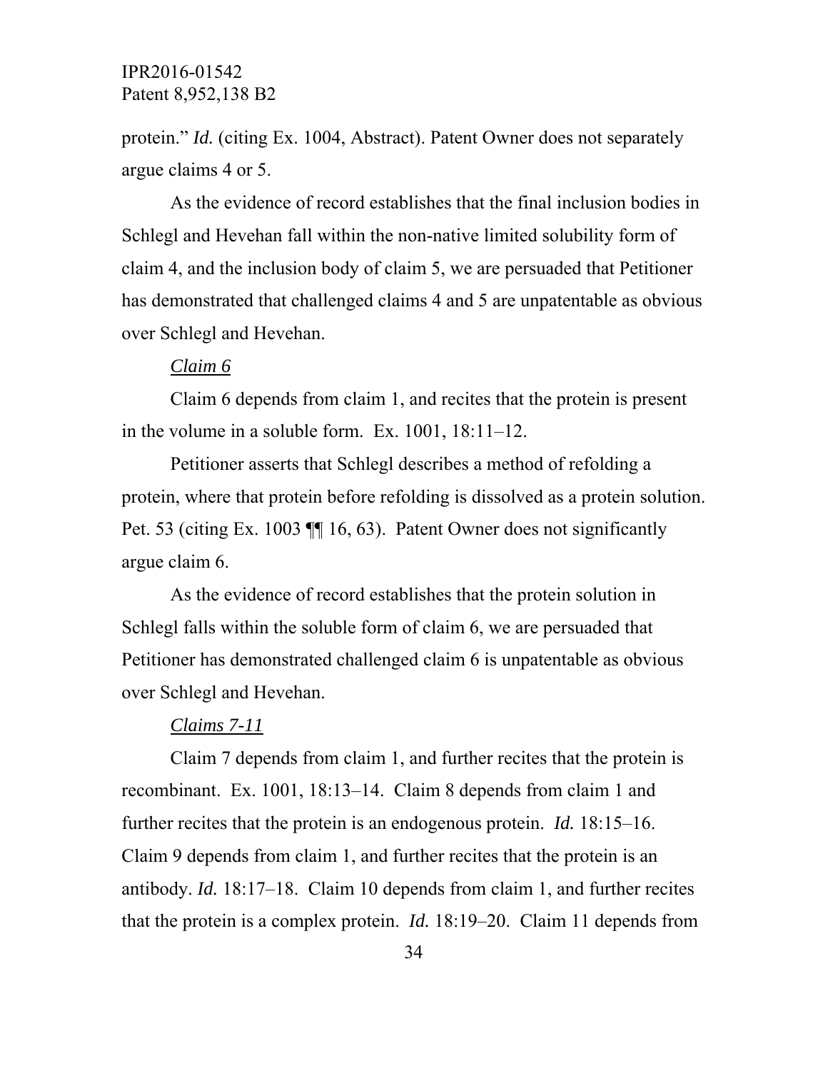protein." *Id.* (citing Ex. 1004, Abstract). Patent Owner does not separately argue claims 4 or 5.

As the evidence of record establishes that the final inclusion bodies in Schlegl and Hevehan fall within the non-native limited solubility form of claim 4, and the inclusion body of claim 5, we are persuaded that Petitioner has demonstrated that challenged claims 4 and 5 are unpatentable as obvious over Schlegl and Hevehan.

*Claim 6*

Claim 6 depends from claim 1, and recites that the protein is present in the volume in a soluble form. Ex. 1001, 18:11–12.

Petitioner asserts that Schlegl describes a method of refolding a protein, where that protein before refolding is dissolved as a protein solution. Pet. 53 (citing Ex. 1003 ¶¶ 16, 63). Patent Owner does not significantly argue claim 6.

As the evidence of record establishes that the protein solution in Schlegl falls within the soluble form of claim 6, we are persuaded that Petitioner has demonstrated challenged claim 6 is unpatentable as obvious over Schlegl and Hevehan.

*Claims 7-11*

Claim 7 depends from claim 1, and further recites that the protein is recombinant. Ex. 1001, 18:13–14. Claim 8 depends from claim 1 and further recites that the protein is an endogenous protein. *Id.* 18:15–16. Claim 9 depends from claim 1, and further recites that the protein is an antibody. *Id.* 18:17–18. Claim 10 depends from claim 1, and further recites that the protein is a complex protein. *Id.* 18:19–20. Claim 11 depends from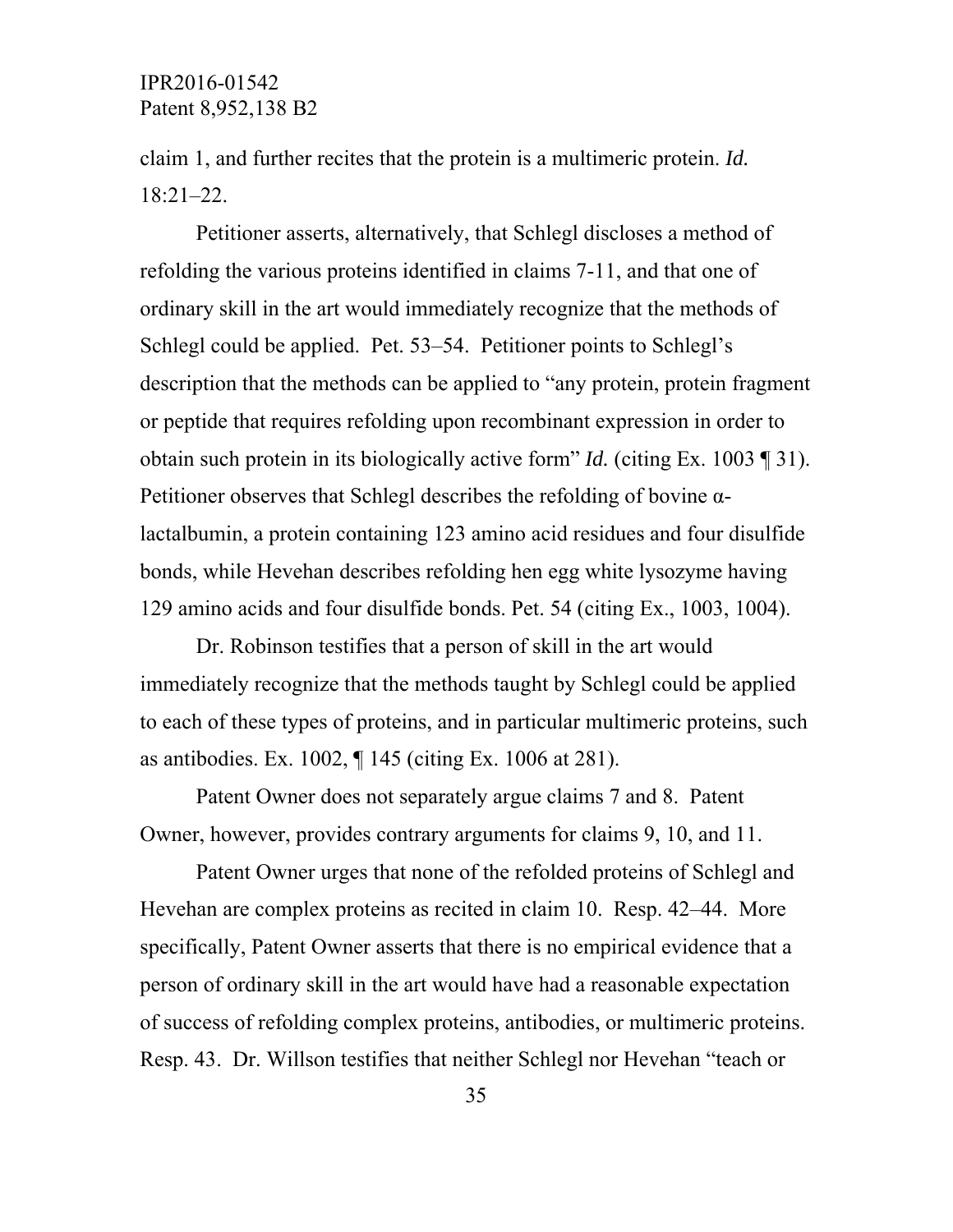claim 1, and further recites that the protein is a multimeric protein. *Id.* 18:21–22.

Petitioner asserts, alternatively, that Schlegl discloses a method of refolding the various proteins identified in claims 7-11, and that one of ordinary skill in the art would immediately recognize that the methods of Schlegl could be applied. Pet. 53–54. Petitioner points to Schlegl's description that the methods can be applied to "any protein, protein fragment or peptide that requires refolding upon recombinant expression in order to obtain such protein in its biologically active form" *Id.* (citing Ex. 1003 ¶ 31). Petitioner observes that Schlegl describes the refolding of bovine α-lactalbumin, a protein containing 123 amino acid residues and four disulfide bonds, while Hevehan describes refolding hen egg white lysozyme having 129 amino acids and four disulfide bonds. Pet. 54 (citing Ex., 1003, 1004).

Dr. Robinson testifies that a person of skill in the art would immediately recognize that the methods taught by Schlegl could be applied to each of these types of proteins, and in particular multimeric proteins, such as antibodies. Ex. 1002, ¶ 145 (citing Ex. 1006 at 281).

Patent Owner does not separately argue claims 7 and 8. Patent Owner, however, provides contrary arguments for claims 9, 10, and 11.

Patent Owner urges that none of the refolded proteins of Schlegl and Hevehan are complex proteins as recited in claim 10. Resp. 42–44. More specifically, Patent Owner asserts that there is no empirical evidence that a person of ordinary skill in the art would have had a reasonable expectation of success of refolding complex proteins, antibodies, or multimeric proteins. Resp. 43. Dr. Willson testifies that neither Schlegl nor Hevehan "teach or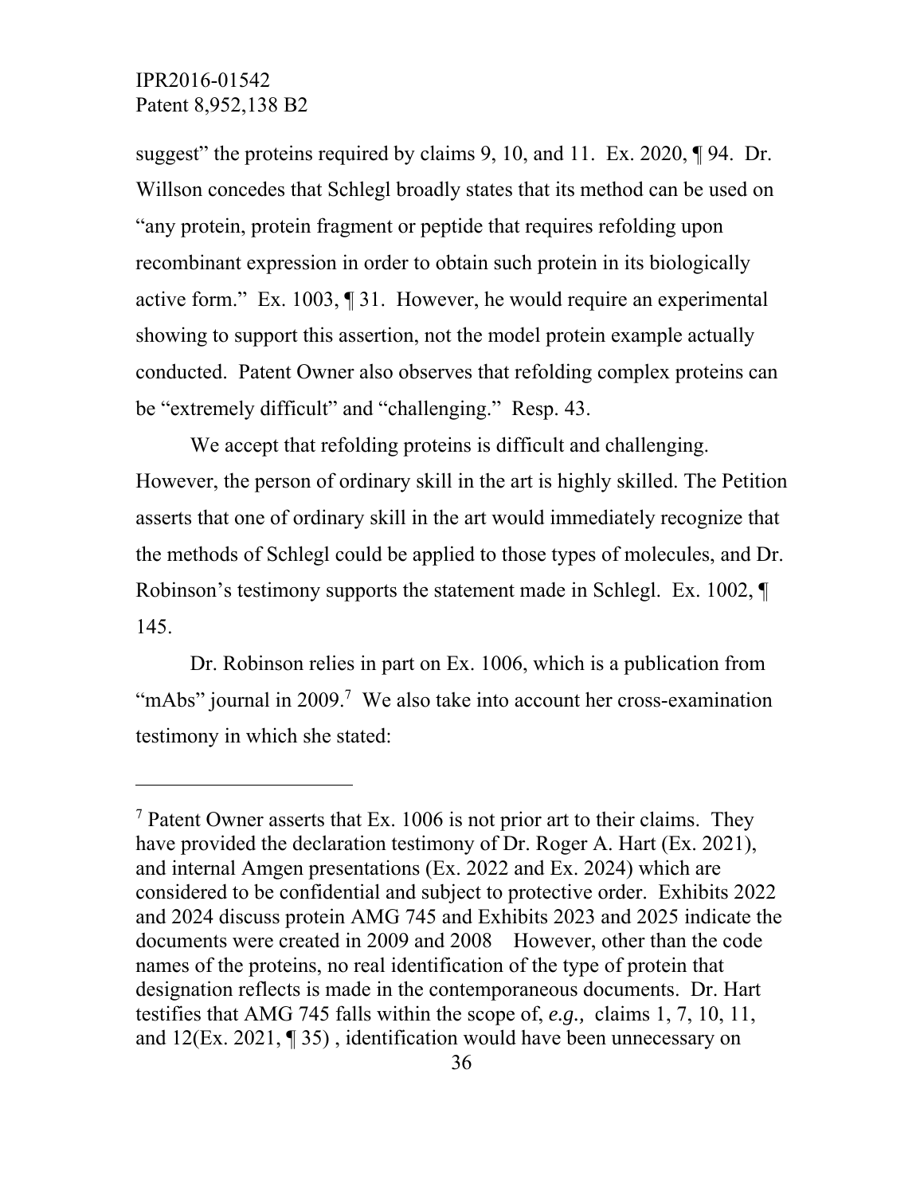suggest" the proteins required by claims 9, 10, and 11. Ex. 2020, ¶ 94. Dr. Willson concedes that Schlegl broadly states that its method can be used on "any protein, protein fragment or peptide that requires refolding upon recombinant expression in order to obtain such protein in its biologically active form." Ex. 1003, ¶ 31. However, he would require an experimental showing to support this assertion, not the model protein example actually conducted. Patent Owner also observes that refolding complex proteins can be "extremely difficult" and "challenging." Resp. 43.

We accept that refolding proteins is difficult and challenging. However, the person of ordinary skill in the art is highly skilled. The Petition asserts that one of ordinary skill in the art would immediately recognize that the methods of Schlegl could be applied to those types of molecules, and Dr. Robinson's testimony supports the statement made in Schlegl. Ex. 1002, ¶ 145.

Dr. Robinson relies in part on Ex. 1006, which is a publication from "mAbs" journal in 2009.[7] We also take into account her cross-examination testimony in which she stated:

---

[7] Patent Owner asserts that Ex. 1006 is not prior art to their claims. They have provided the declaration testimony of Dr. Roger A. Hart (Ex. 2021), and internal Amgen presentations (Ex. 2022 and Ex. 2024) which are considered to be confidential and subject to protective order. Exhibits 2022 and 2024 discuss protein AMG 745 and Exhibits 2023 and 2025 indicate the documents were created in 2009 and 2008 However, other than the code names of the proteins, no real identification of the type of protein that designation reflects is made in the contemporaneous documents. Dr. Hart testifies that AMG 745 falls within the scope of, *e.g.,* claims 1, 7, 10, 11, and 12(Ex. 2021, ¶ 35) , identification would have been unnecessary on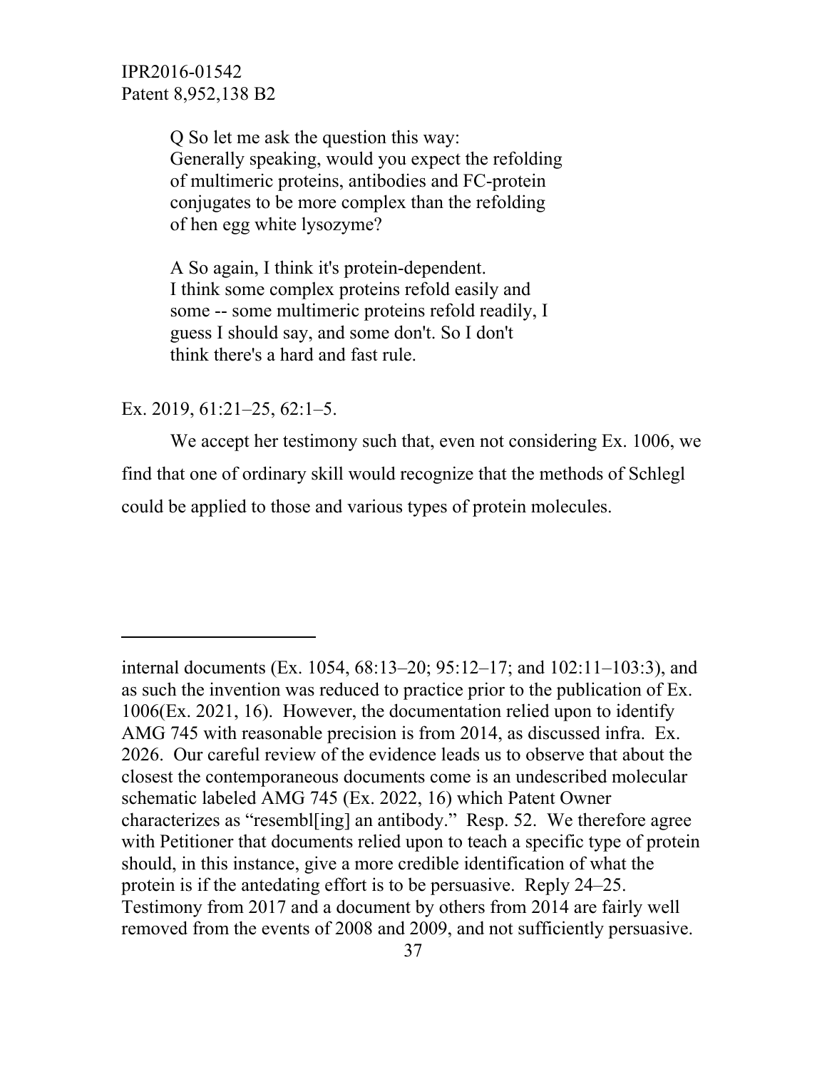> Q So let me ask the question this way:
> Generally speaking, would you expect the refolding of multimeric proteins, antibodies and FC-protein conjugates to be more complex than the refolding of hen egg white lysozyme?
>
> A So again, I think it's protein-dependent. I think some complex proteins refold easily and some -- some multimeric proteins refold readily, I guess I should say, and some don't. So I don't think there's a hard and fast rule.

Ex. 2019, 61:21–25, 62:1–5.

We accept her testimony such that, even not considering Ex. 1006, we find that one of ordinary skill would recognize that the methods of Schlegl could be applied to those and various types of protein molecules.

---

internal documents (Ex. 1054, 68:13–20; 95:12–17; and 102:11–103:3), and as such the invention was reduced to practice prior to the publication of Ex. 1006(Ex. 2021, 16). However, the documentation relied upon to identify AMG 745 with reasonable precision is from 2014, as discussed infra. Ex. 2026. Our careful review of the evidence leads us to observe that about the closest the contemporaneous documents come is an undescribed molecular schematic labeled AMG 745 (Ex. 2022, 16) which Patent Owner characterizes as "resembl[ing] an antibody." Resp. 52. We therefore agree with Petitioner that documents relied upon to teach a specific type of protein should, in this instance, give a more credible identification of what the protein is if the antedating effort is to be persuasive. Reply 24–25. Testimony from 2017 and a document by others from 2014 are fairly well removed from the events of 2008 and 2009, and not sufficiently persuasive.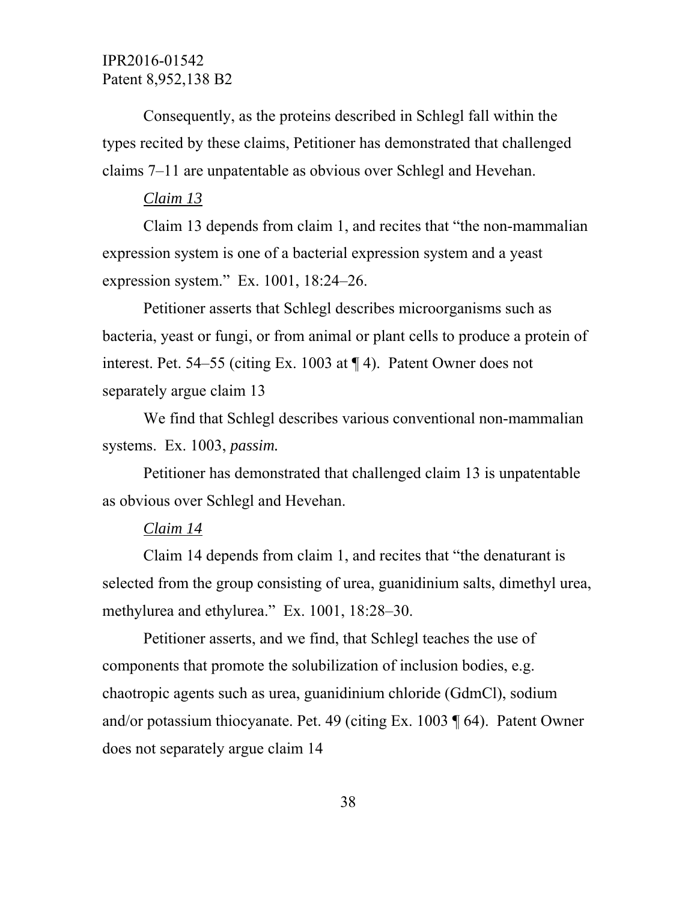Consequently, as the proteins described in Schlegl fall within the types recited by these claims, Petitioner has demonstrated that challenged claims 7–11 are unpatentable as obvious over Schlegl and Hevehan.

*Claim 13*

Claim 13 depends from claim 1, and recites that "the non-mammalian expression system is one of a bacterial expression system and a yeast expression system." Ex. 1001, 18:24–26.

Petitioner asserts that Schlegl describes microorganisms such as bacteria, yeast or fungi, or from animal or plant cells to produce a protein of interest. Pet. 54–55 (citing Ex. 1003 at ¶ 4). Patent Owner does not separately argue claim 13

We find that Schlegl describes various conventional non-mammalian systems. Ex. 1003, *passim.*

Petitioner has demonstrated that challenged claim 13 is unpatentable as obvious over Schlegl and Hevehan.

*Claim 14*

Claim 14 depends from claim 1, and recites that "the denaturant is selected from the group consisting of urea, guanidinium salts, dimethyl urea, methylurea and ethylurea." Ex. 1001, 18:28–30.

Petitioner asserts, and we find, that Schlegl teaches the use of components that promote the solubilization of inclusion bodies, e.g. chaotropic agents such as urea, guanidinium chloride (GdmCl), sodium and/or potassium thiocyanate. Pet. 49 (citing Ex. 1003 ¶ 64). Patent Owner does not separately argue claim 14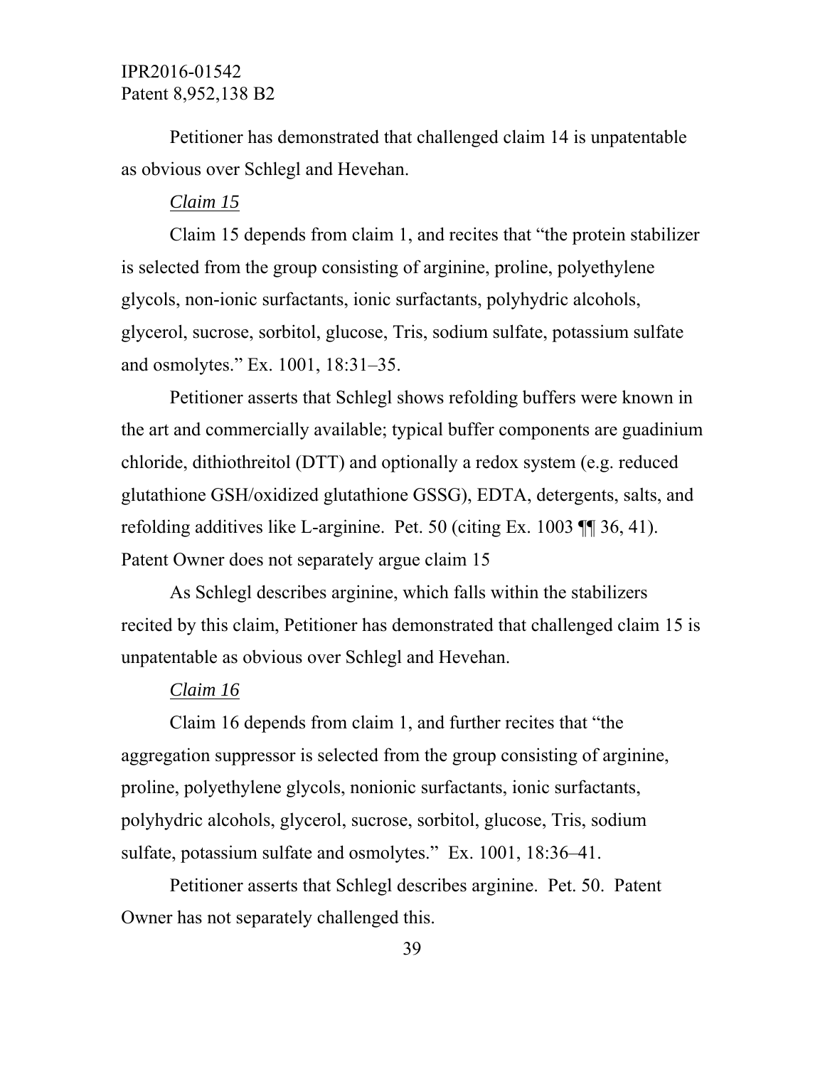Petitioner has demonstrated that challenged claim 14 is unpatentable as obvious over Schlegl and Hevehan.

*Claim 15*

Claim 15 depends from claim 1, and recites that "the protein stabilizer is selected from the group consisting of arginine, proline, polyethylene glycols, non-ionic surfactants, ionic surfactants, polyhydric alcohols, glycerol, sucrose, sorbitol, glucose, Tris, sodium sulfate, potassium sulfate and osmolytes." Ex. 1001, 18:31–35.

Petitioner asserts that Schlegl shows refolding buffers were known in the art and commercially available; typical buffer components are guadinium chloride, dithiothreitol (DTT) and optionally a redox system (e.g. reduced glutathione GSH/oxidized glutathione GSSG), EDTA, detergents, salts, and refolding additives like L-arginine. Pet. 50 (citing Ex. 1003 ¶¶ 36, 41). Patent Owner does not separately argue claim 15

As Schlegl describes arginine, which falls within the stabilizers recited by this claim, Petitioner has demonstrated that challenged claim 15 is unpatentable as obvious over Schlegl and Hevehan.

*Claim 16*

Claim 16 depends from claim 1, and further recites that "the aggregation suppressor is selected from the group consisting of arginine, proline, polyethylene glycols, nonionic surfactants, ionic surfactants, polyhydric alcohols, glycerol, sucrose, sorbitol, glucose, Tris, sodium sulfate, potassium sulfate and osmolytes." Ex. 1001, 18:36–41.

Petitioner asserts that Schlegl describes arginine. Pet. 50. Patent Owner has not separately challenged this.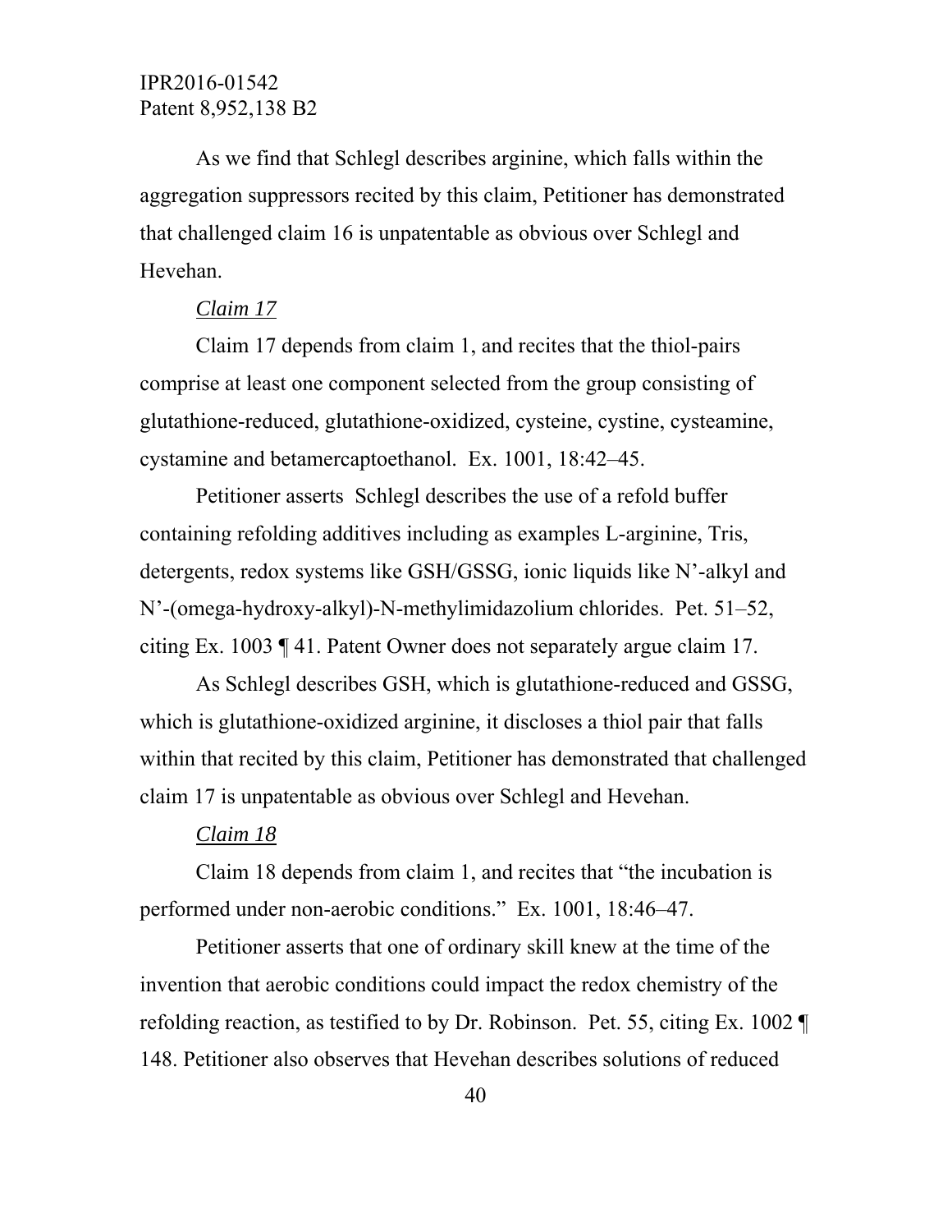As we find that Schlegl describes arginine, which falls within the aggregation suppressors recited by this claim, Petitioner has demonstrated that challenged claim 16 is unpatentable as obvious over Schlegl and Hevehan.

*Claim 17*

Claim 17 depends from claim 1, and recites that the thiol-pairs comprise at least one component selected from the group consisting of glutathione-reduced, glutathione-oxidized, cysteine, cystine, cysteamine, cystamine and betamercaptoethanol. Ex. 1001, 18:42–45.

Petitioner asserts Schlegl describes the use of a refold buffer containing refolding additives including as examples L-arginine, Tris, detergents, redox systems like GSH/GSSG, ionic liquids like N'-alkyl and N'-(omega-hydroxy-alkyl)-N-methylimidazolium chlorides. Pet. 51–52, citing Ex. 1003 ¶ 41. Patent Owner does not separately argue claim 17.

As Schlegl describes GSH, which is glutathione-reduced and GSSG, which is glutathione-oxidized arginine, it discloses a thiol pair that falls within that recited by this claim, Petitioner has demonstrated that challenged claim 17 is unpatentable as obvious over Schlegl and Hevehan.

*Claim 18*

Claim 18 depends from claim 1, and recites that "the incubation is performed under non-aerobic conditions." Ex. 1001, 18:46–47.

Petitioner asserts that one of ordinary skill knew at the time of the invention that aerobic conditions could impact the redox chemistry of the refolding reaction, as testified to by Dr. Robinson. Pet. 55, citing Ex. 1002 ¶ 148. Petitioner also observes that Hevehan describes solutions of reduced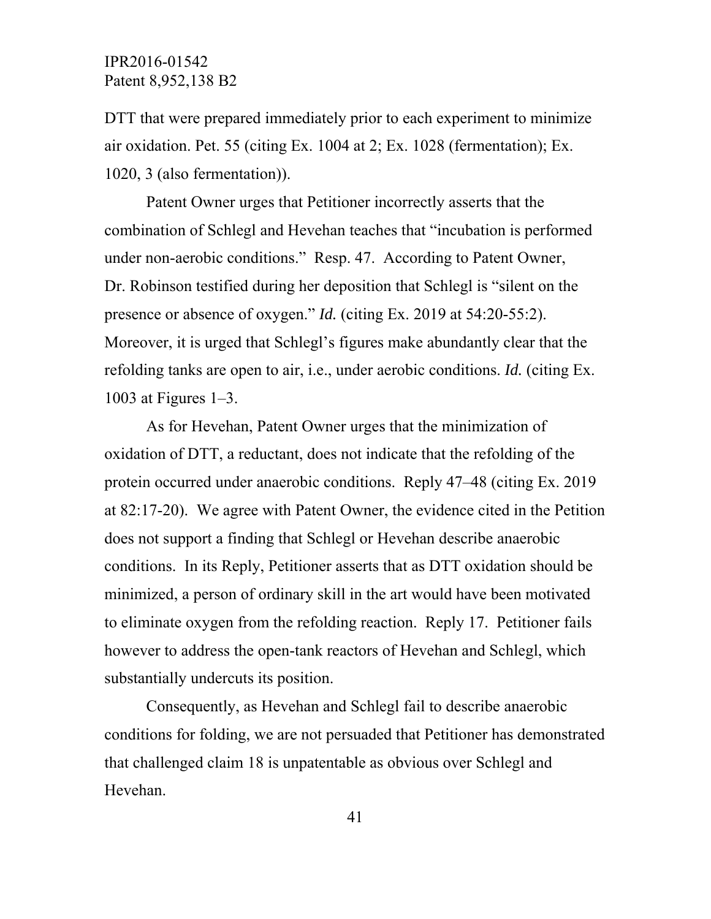DTT that were prepared immediately prior to each experiment to minimize air oxidation. Pet. 55 (citing Ex. 1004 at 2; Ex. 1028 (fermentation); Ex. 1020, 3 (also fermentation)).

Patent Owner urges that Petitioner incorrectly asserts that the combination of Schlegl and Hevehan teaches that "incubation is performed under non-aerobic conditions." Resp. 47. According to Patent Owner, Dr. Robinson testified during her deposition that Schlegl is "silent on the presence or absence of oxygen." *Id.* (citing Ex. 2019 at 54:20-55:2). Moreover, it is urged that Schlegl's figures make abundantly clear that the refolding tanks are open to air, i.e., under aerobic conditions. *Id.* (citing Ex. 1003 at Figures 1–3.

As for Hevehan, Patent Owner urges that the minimization of oxidation of DTT, a reductant, does not indicate that the refolding of the protein occurred under anaerobic conditions. Reply 47–48 (citing Ex. 2019 at 82:17-20). We agree with Patent Owner, the evidence cited in the Petition does not support a finding that Schlegl or Hevehan describe anaerobic conditions. In its Reply, Petitioner asserts that as DTT oxidation should be minimized, a person of ordinary skill in the art would have been motivated to eliminate oxygen from the refolding reaction. Reply 17. Petitioner fails however to address the open-tank reactors of Hevehan and Schlegl, which substantially undercuts its position.

Consequently, as Hevehan and Schlegl fail to describe anaerobic conditions for folding, we are not persuaded that Petitioner has demonstrated that challenged claim 18 is unpatentable as obvious over Schlegl and Hevehan.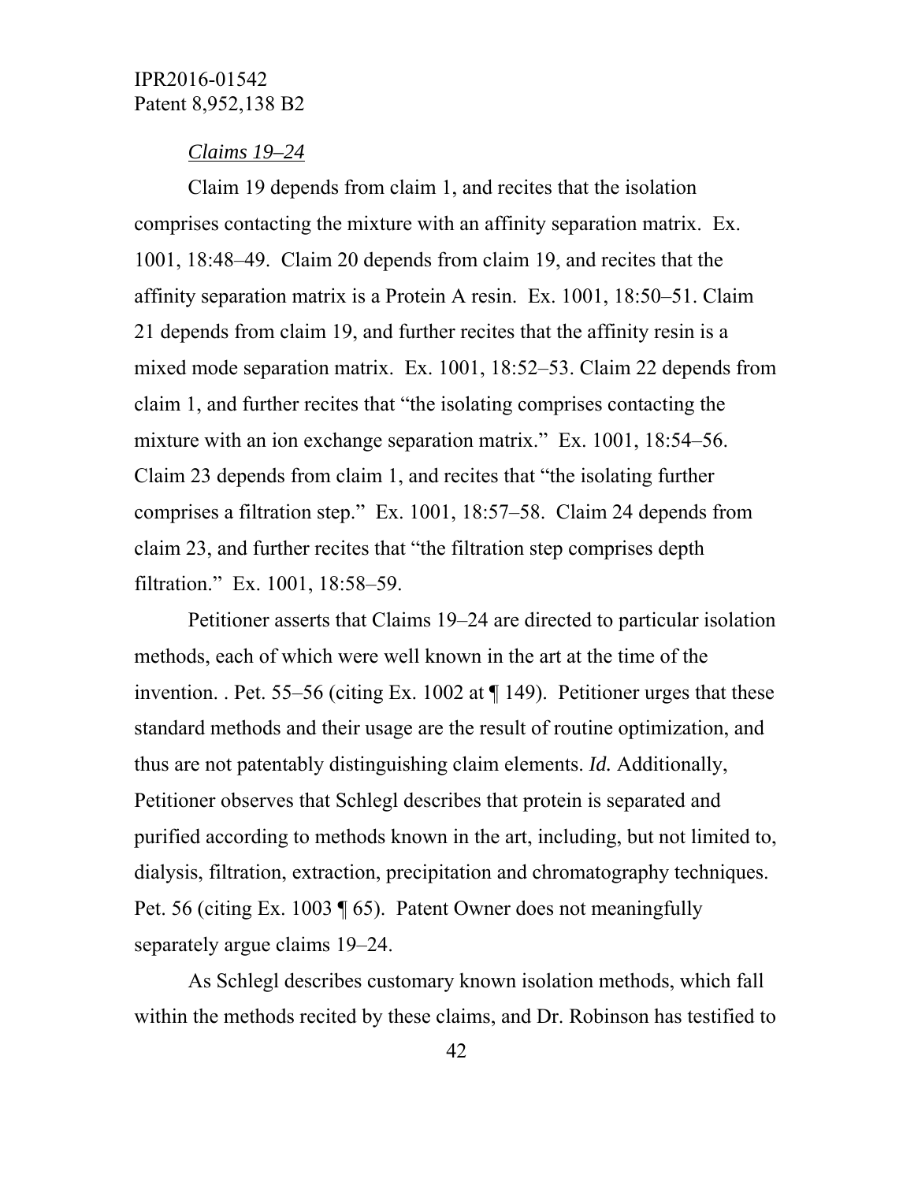*Claims 19–24*

Claim 19 depends from claim 1, and recites that the isolation comprises contacting the mixture with an affinity separation matrix. Ex. 1001, 18:48–49. Claim 20 depends from claim 19, and recites that the affinity separation matrix is a Protein A resin. Ex. 1001, 18:50–51. Claim 21 depends from claim 19, and further recites that the affinity resin is a mixed mode separation matrix. Ex. 1001, 18:52–53. Claim 22 depends from claim 1, and further recites that "the isolating comprises contacting the mixture with an ion exchange separation matrix." Ex. 1001, 18:54–56. Claim 23 depends from claim 1, and recites that "the isolating further comprises a filtration step." Ex. 1001, 18:57–58. Claim 24 depends from claim 23, and further recites that "the filtration step comprises depth filtration." Ex. 1001, 18:58–59.

Petitioner asserts that Claims 19–24 are directed to particular isolation methods, each of which were well known in the art at the time of the invention. . Pet. 55–56 (citing Ex. 1002 at ¶ 149). Petitioner urges that these standard methods and their usage are the result of routine optimization, and thus are not patentably distinguishing claim elements. *Id.* Additionally, Petitioner observes that Schlegl describes that protein is separated and purified according to methods known in the art, including, but not limited to, dialysis, filtration, extraction, precipitation and chromatography techniques. Pet. 56 (citing Ex. 1003 ¶ 65). Patent Owner does not meaningfully separately argue claims 19–24.

As Schlegl describes customary known isolation methods, which fall within the methods recited by these claims, and Dr. Robinson has testified to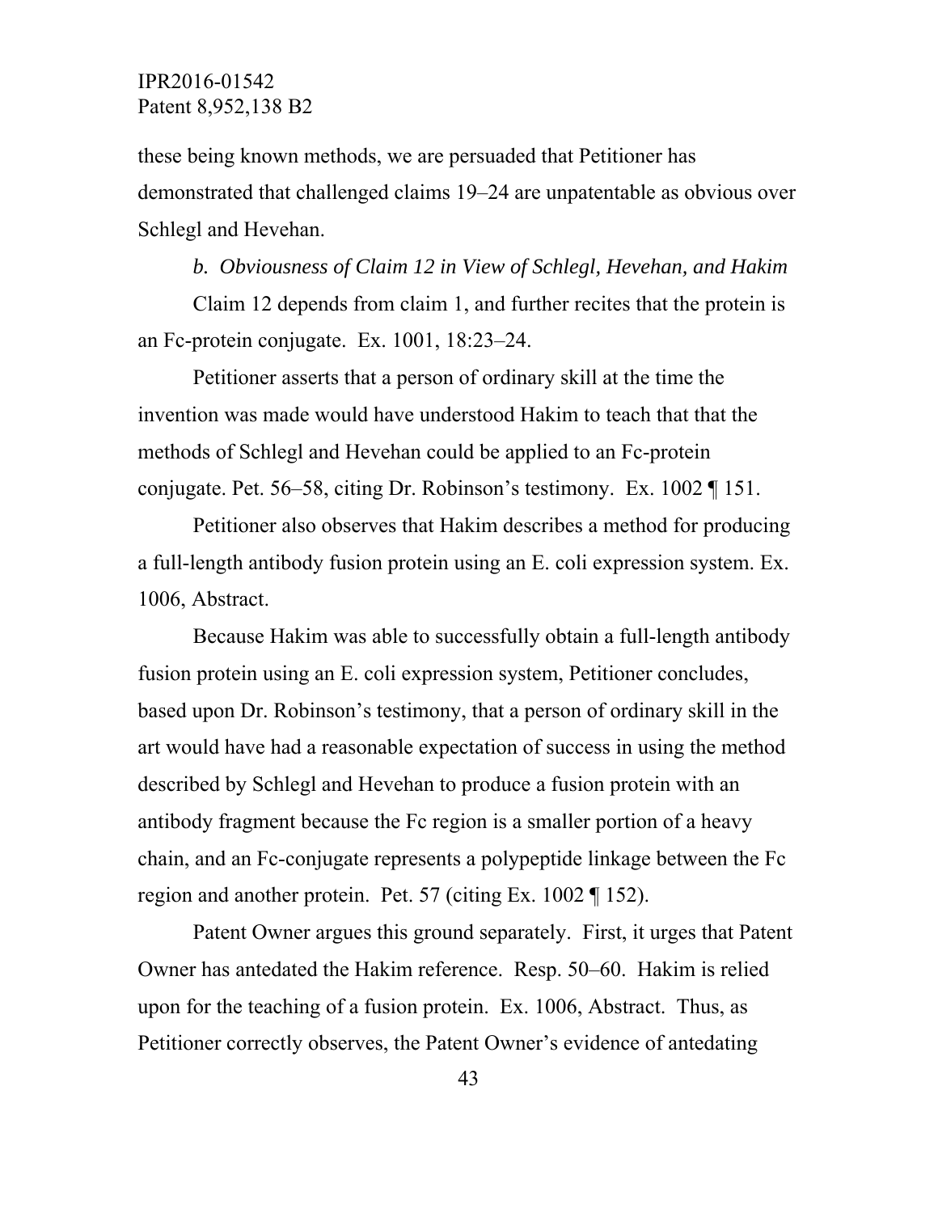these being known methods, we are persuaded that Petitioner has demonstrated that challenged claims 19–24 are unpatentable as obvious over Schlegl and Hevehan.

*b. Obviousness of Claim 12 in View of Schlegl, Hevehan, and Hakim*

Claim 12 depends from claim 1, and further recites that the protein is an Fc-protein conjugate. Ex. 1001, 18:23–24.

Petitioner asserts that a person of ordinary skill at the time the invention was made would have understood Hakim to teach that that the methods of Schlegl and Hevehan could be applied to an Fc-protein conjugate. Pet. 56–58, citing Dr. Robinson's testimony. Ex. 1002 ¶ 151.

Petitioner also observes that Hakim describes a method for producing a full-length antibody fusion protein using an E. coli expression system. Ex. 1006, Abstract.

Because Hakim was able to successfully obtain a full-length antibody fusion protein using an E. coli expression system, Petitioner concludes, based upon Dr. Robinson's testimony, that a person of ordinary skill in the art would have had a reasonable expectation of success in using the method described by Schlegl and Hevehan to produce a fusion protein with an antibody fragment because the Fc region is a smaller portion of a heavy chain, and an Fc-conjugate represents a polypeptide linkage between the Fc region and another protein. Pet. 57 (citing Ex. 1002 ¶ 152).

Patent Owner argues this ground separately. First, it urges that Patent Owner has antedated the Hakim reference. Resp. 50–60. Hakim is relied upon for the teaching of a fusion protein. Ex. 1006, Abstract. Thus, as Petitioner correctly observes, the Patent Owner's evidence of antedating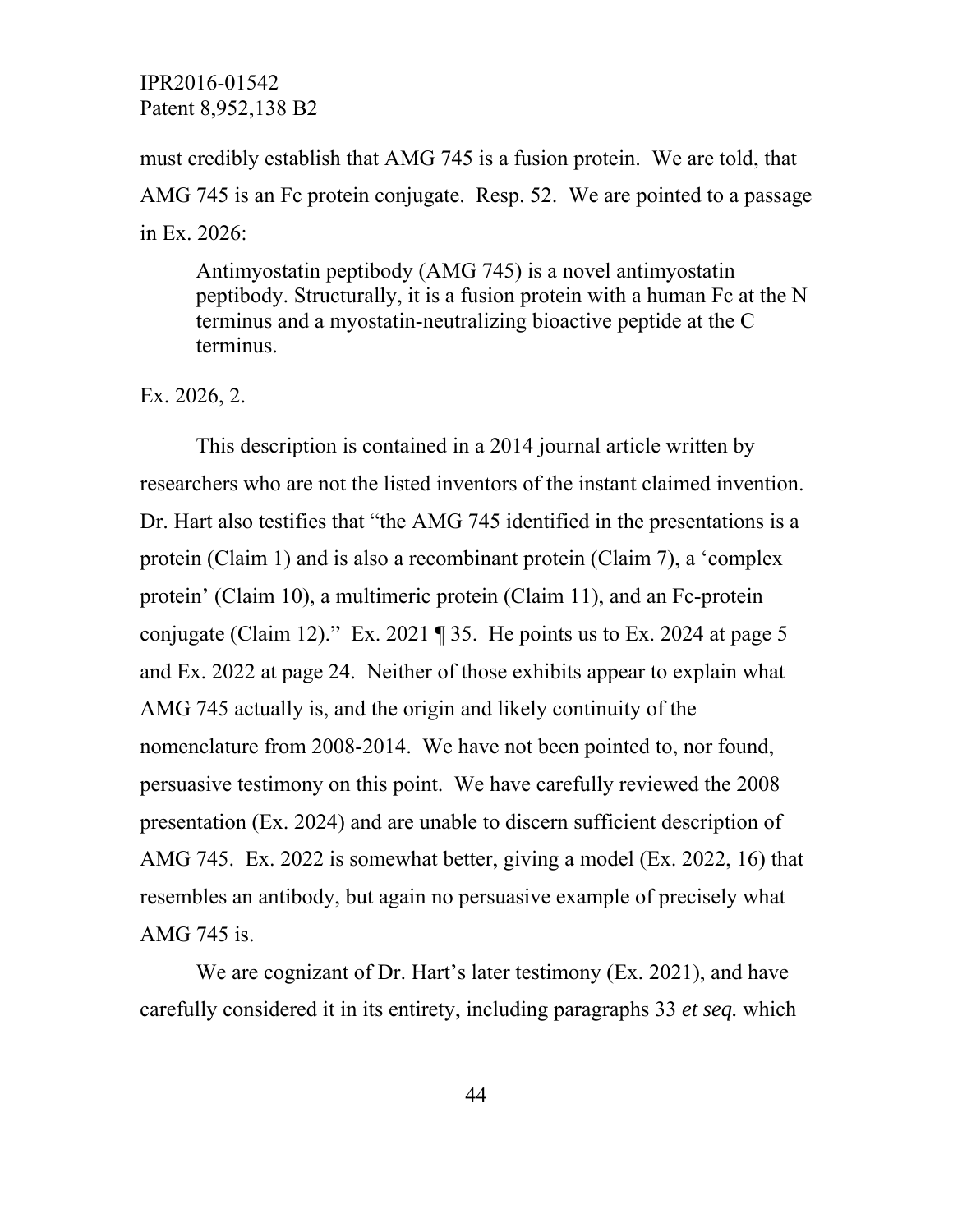must credibly establish that AMG 745 is a fusion protein. We are told, that AMG 745 is an Fc protein conjugate. Resp. 52. We are pointed to a passage in Ex. 2026:

> Antimyostatin peptibody (AMG 745) is a novel antimyostatin peptibody. Structurally, it is a fusion protein with a human Fc at the N terminus and a myostatin-neutralizing bioactive peptide at the C terminus.

Ex. 2026, 2.

This description is contained in a 2014 journal article written by researchers who are not the listed inventors of the instant claimed invention. Dr. Hart also testifies that "the AMG 745 identified in the presentations is a protein (Claim 1) and is also a recombinant protein (Claim 7), a 'complex protein' (Claim 10), a multimeric protein (Claim 11), and an Fc-protein conjugate (Claim 12)." Ex. 2021 ¶ 35. He points us to Ex. 2024 at page 5 and Ex. 2022 at page 24. Neither of those exhibits appear to explain what AMG 745 actually is, and the origin and likely continuity of the nomenclature from 2008-2014. We have not been pointed to, nor found, persuasive testimony on this point. We have carefully reviewed the 2008 presentation (Ex. 2024) and are unable to discern sufficient description of AMG 745. Ex. 2022 is somewhat better, giving a model (Ex. 2022, 16) that resembles an antibody, but again no persuasive example of precisely what AMG 745 is.

We are cognizant of Dr. Hart's later testimony (Ex. 2021), and have carefully considered it in its entirety, including paragraphs 33 *et seq.* which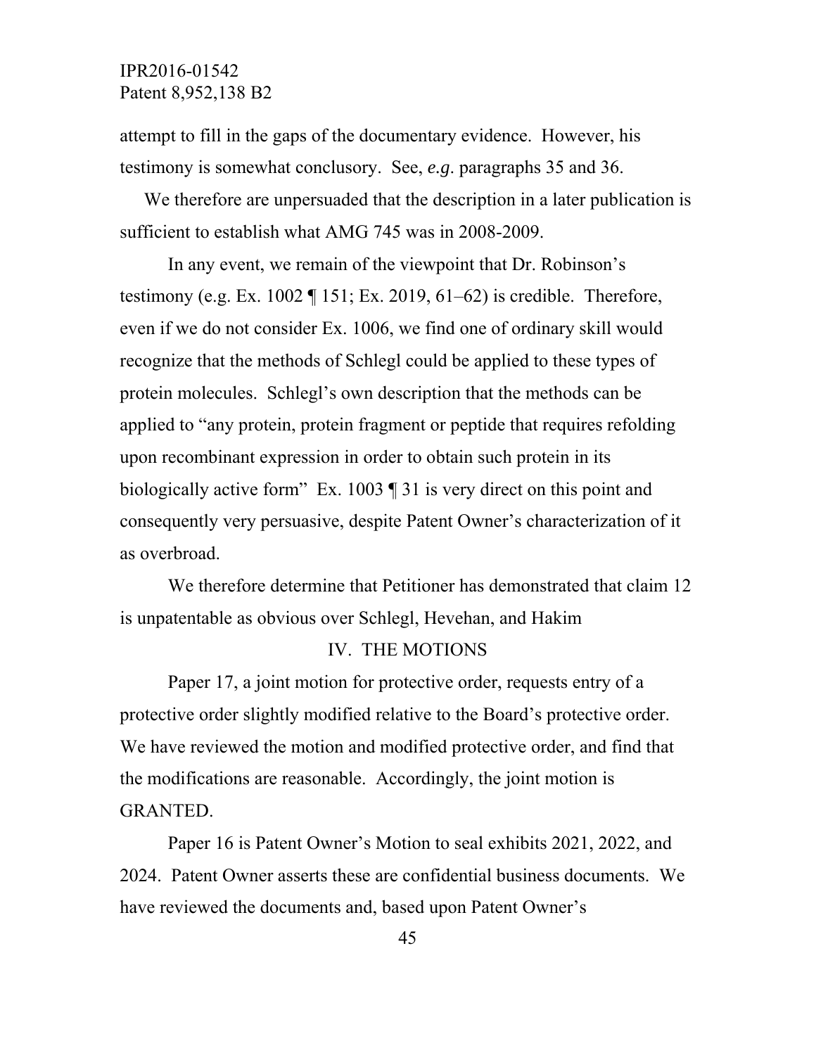attempt to fill in the gaps of the documentary evidence. However, his testimony is somewhat conclusory. See, *e.g*. paragraphs 35 and 36.

We therefore are unpersuaded that the description in a later publication is sufficient to establish what AMG 745 was in 2008-2009.

In any event, we remain of the viewpoint that Dr. Robinson's testimony (e.g. Ex. 1002 ¶ 151; Ex. 2019, 61–62) is credible. Therefore, even if we do not consider Ex. 1006, we find one of ordinary skill would recognize that the methods of Schlegl could be applied to these types of protein molecules. Schlegl's own description that the methods can be applied to "any protein, protein fragment or peptide that requires refolding upon recombinant expression in order to obtain such protein in its biologically active form" Ex. 1003 ¶ 31 is very direct on this point and consequently very persuasive, despite Patent Owner's characterization of it as overbroad.

We therefore determine that Petitioner has demonstrated that claim 12 is unpatentable as obvious over Schlegl, Hevehan, and Hakim

## IV. THE MOTIONS

Paper 17, a joint motion for protective order, requests entry of a protective order slightly modified relative to the Board's protective order. We have reviewed the motion and modified protective order, and find that the modifications are reasonable. Accordingly, the joint motion is GRANTED.

Paper 16 is Patent Owner's Motion to seal exhibits 2021, 2022, and 2024. Patent Owner asserts these are confidential business documents. We have reviewed the documents and, based upon Patent Owner's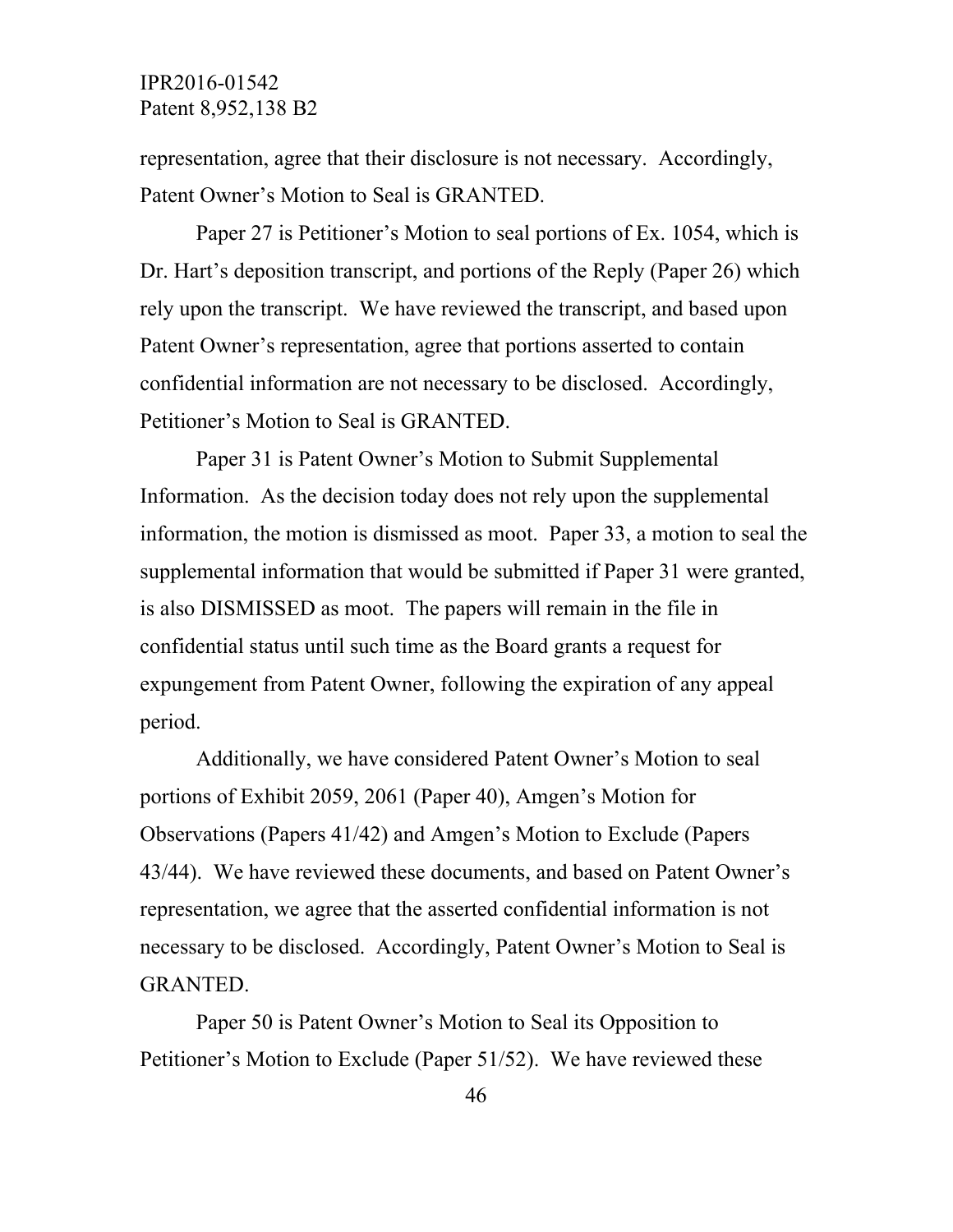representation, agree that their disclosure is not necessary. Accordingly, Patent Owner's Motion to Seal is GRANTED.

Paper 27 is Petitioner's Motion to seal portions of Ex. 1054, which is Dr. Hart's deposition transcript, and portions of the Reply (Paper 26) which rely upon the transcript. We have reviewed the transcript, and based upon Patent Owner's representation, agree that portions asserted to contain confidential information are not necessary to be disclosed. Accordingly, Petitioner's Motion to Seal is GRANTED.

Paper 31 is Patent Owner's Motion to Submit Supplemental Information. As the decision today does not rely upon the supplemental information, the motion is dismissed as moot. Paper 33, a motion to seal the supplemental information that would be submitted if Paper 31 were granted, is also DISMISSED as moot. The papers will remain in the file in confidential status until such time as the Board grants a request for expungement from Patent Owner, following the expiration of any appeal period.

Additionally, we have considered Patent Owner's Motion to seal portions of Exhibit 2059, 2061 (Paper 40), Amgen's Motion for Observations (Papers 41/42) and Amgen's Motion to Exclude (Papers 43/44). We have reviewed these documents, and based on Patent Owner's representation, we agree that the asserted confidential information is not necessary to be disclosed. Accordingly, Patent Owner's Motion to Seal is GRANTED.

Paper 50 is Patent Owner's Motion to Seal its Opposition to Petitioner's Motion to Exclude (Paper 51/52). We have reviewed these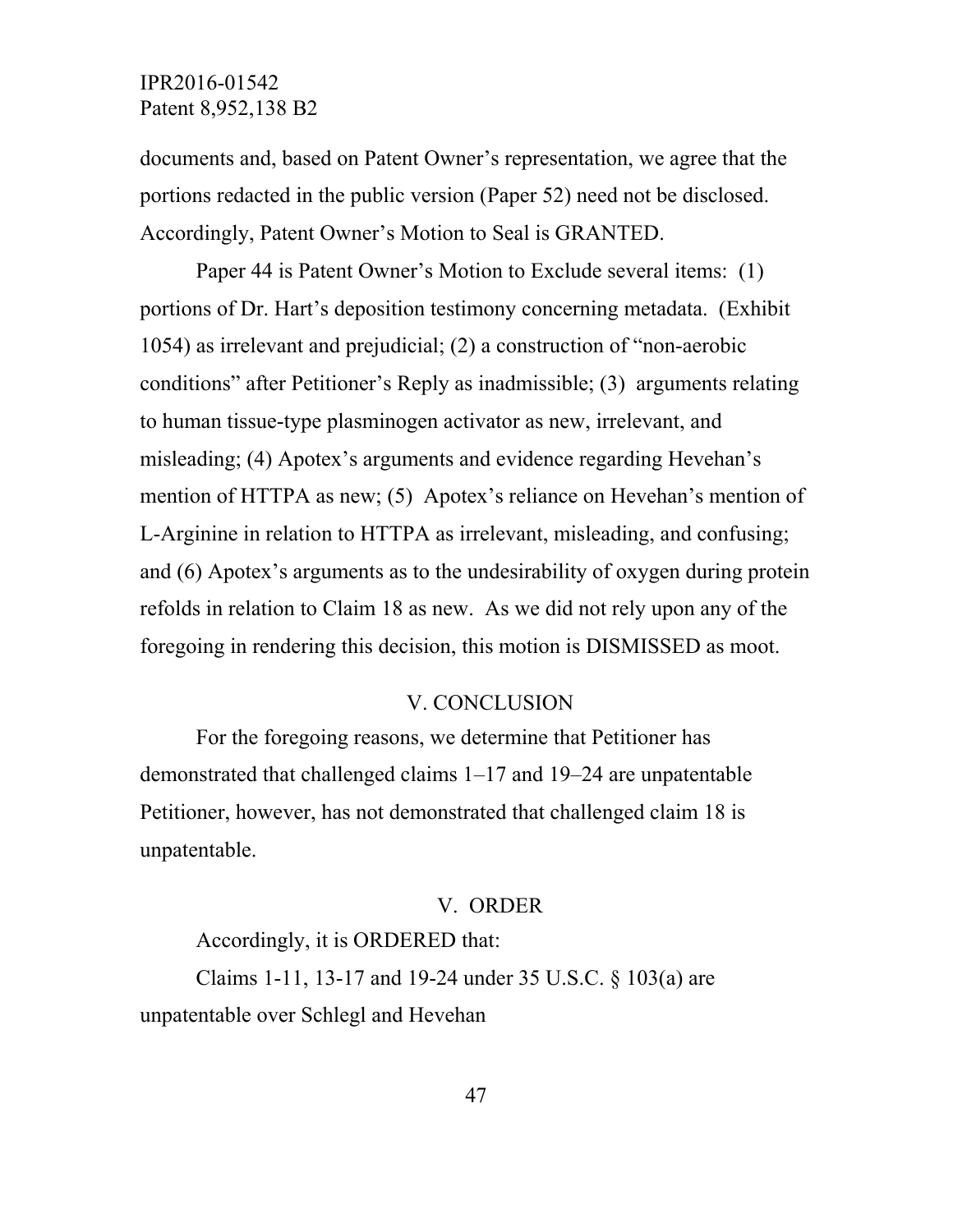documents and, based on Patent Owner's representation, we agree that the portions redacted in the public version (Paper 52) need not be disclosed. Accordingly, Patent Owner's Motion to Seal is GRANTED.

Paper 44 is Patent Owner's Motion to Exclude several items: (1) portions of Dr. Hart's deposition testimony concerning metadata. (Exhibit 1054) as irrelevant and prejudicial; (2) a construction of "non-aerobic conditions" after Petitioner's Reply as inadmissible; (3) arguments relating to human tissue-type plasminogen activator as new, irrelevant, and misleading; (4) Apotex's arguments and evidence regarding Hevehan's mention of HTTPA as new; (5) Apotex's reliance on Hevehan's mention of L-Arginine in relation to HTTPA as irrelevant, misleading, and confusing; and (6) Apotex's arguments as to the undesirability of oxygen during protein refolds in relation to Claim 18 as new. As we did not rely upon any of the foregoing in rendering this decision, this motion is DISMISSED as moot.

## V. CONCLUSION

For the foregoing reasons, we determine that Petitioner has demonstrated that challenged claims 1–17 and 19–24 are unpatentable Petitioner, however, has not demonstrated that challenged claim 18 is unpatentable.

## V. ORDER

Accordingly, it is ORDERED that:

Claims 1-11, 13-17 and 19-24 under 35 U.S.C. § 103(a) are unpatentable over Schlegl and Hevehan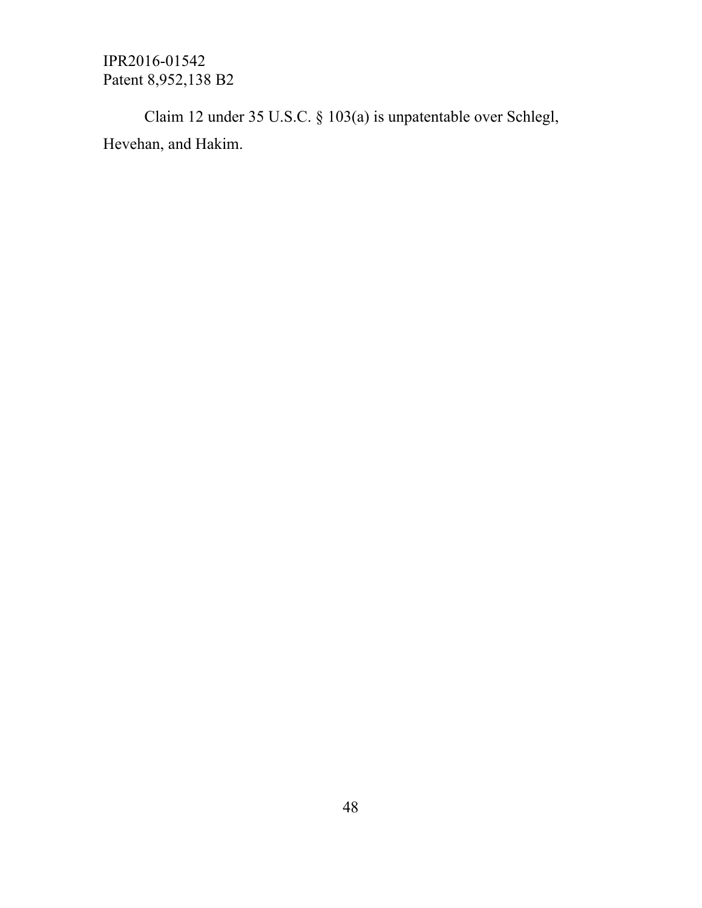Claim 12 under 35 U.S.C. § 103(a) is unpatentable over Schlegl, Hevehan, and Hakim.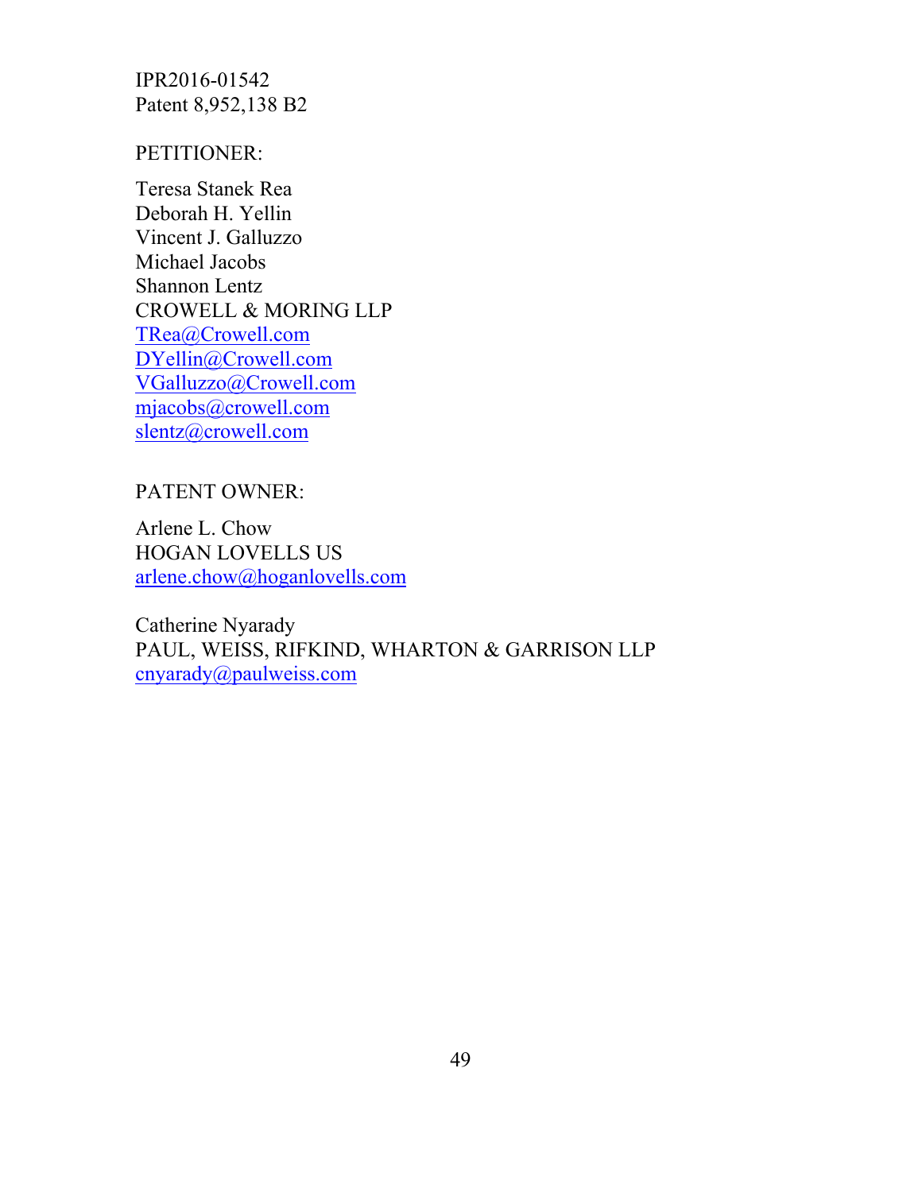IPR2016-01542
Patent 8,952,138 B2

PETITIONER:

Teresa Stanek Rea
Deborah H. Yellin
Vincent J. Galluzzo
Michael Jacobs
Shannon Lentz
CROWELL & MORING LLP
TRea@Crowell.com
DYellin@Crowell.com
VGalluzzo@Crowell.com
mjacobs@crowell.com
slentz@crowell.com

PATENT OWNER:

Arlene L. Chow
HOGAN LOVELLS US
arlene.chow@hoganlovells.com

Catherine Nyarady
PAUL, WEISS, RIFKIND, WHARTON & GARRISON LLP
cnyarady@paulweiss.com